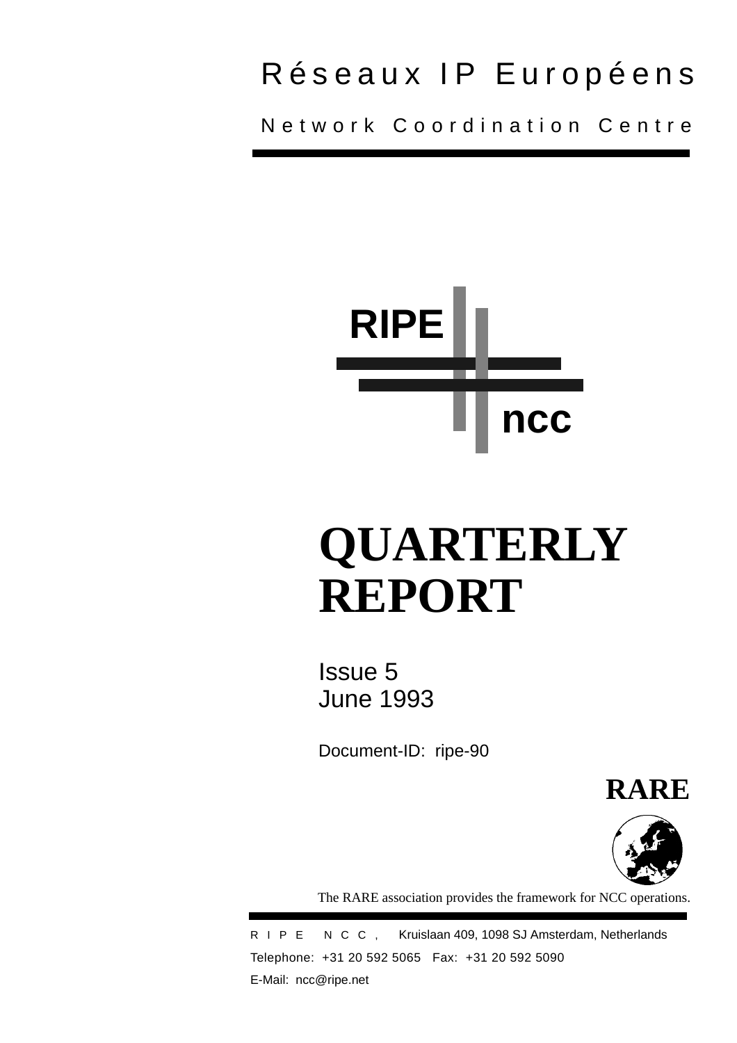Réseaux IP Européens

Network Coordination Centre

RIPE ncc

# QUARTERLY REPORT

Issue 5
June 1993

Document-ID: ripe-90

RARE

The RARE association provides the framework for NCC operations.

RIPE NCC, Kruislaan 409, 1098 SJ Amsterdam, Netherlands
Telephone: +31 20 592 5065 Fax: +31 20 592 5090
E-Mail: ncc@ripe.net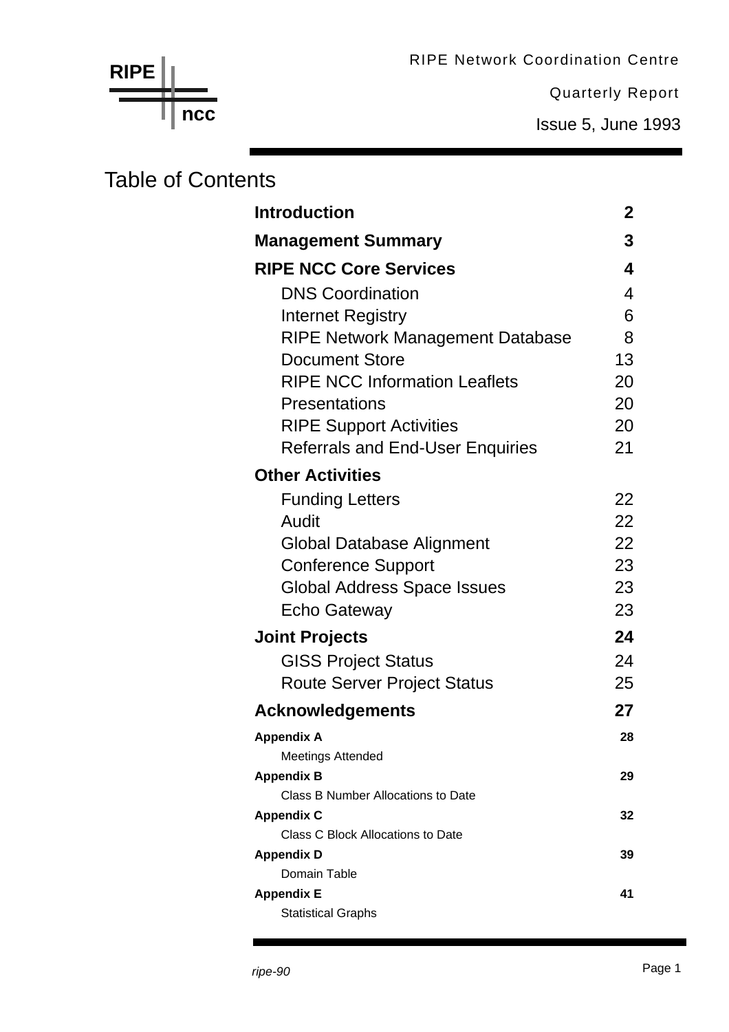RIPE ncc

RIPE Network Coordination Centre

Quarterly Report

Issue 5, June 1993

# Table of Contents

| | |
|---|---|
| **Introduction** | **2** |
| **Management Summary** | **3** |
| **RIPE NCC Core Services** | **4** |
| DNS Coordination | 4 |
| Internet Registry | 6 |
| RIPE Network Management Database | 8 |
| Document Store | 13 |
| RIPE NCC Information Leaflets | 20 |
| Presentations | 20 |
| RIPE Support Activities | 20 |
| Referrals and End-User Enquiries | 21 |
| **Other Activities** | |
| Funding Letters | 22 |
| Audit | 22 |
| Global Database Alignment | 22 |
| Conference Support | 23 |
| Global Address Space Issues | 23 |
| Echo Gateway | 23 |
| **Joint Projects** | **24** |
| GISS Project Status | 24 |
| Route Server Project Status | 25 |
| **Acknowledgements** | **27** |
| **Appendix A** | **28** |
| Meetings Attended | |
| **Appendix B** | **29** |
| Class B Number Allocations to Date | |
| **Appendix C** | **32** |
| Class C Block Allocations to Date | |
| **Appendix D** | **39** |
| Domain Table | |
| **Appendix E** | **41** |
| Statistical Graphs | |

*ripe-90*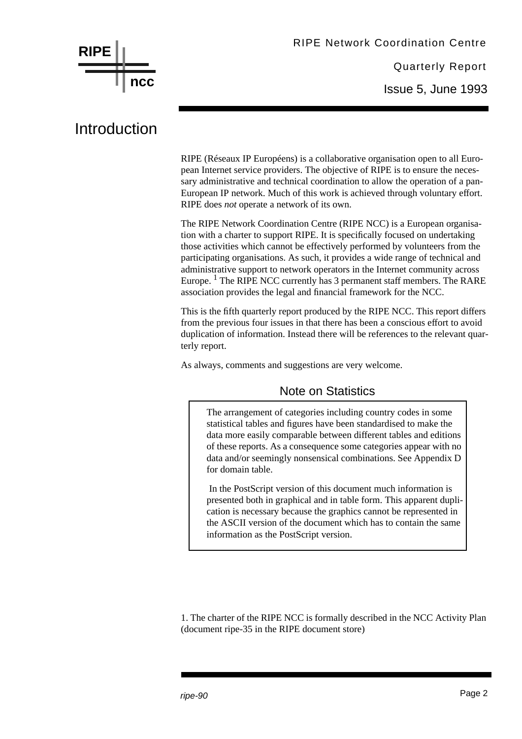# Introduction

RIPE (Réseaux IP Européens) is a collaborative organisation open to all European Internet service providers. The objective of RIPE is to ensure the necessary administrative and technical coordination to allow the operation of a pan-European IP network. Much of this work is achieved through voluntary effort. RIPE does *not* operate a network of its own.

The RIPE Network Coordination Centre (RIPE NCC) is a European organisation with a charter to support RIPE. It is specifically focused on undertaking those activities which cannot be effectively performed by volunteers from the participating organisations. As such, it provides a wide range of technical and administrative support to network operators in the Internet community across Europe. [1] The RIPE NCC currently has 3 permanent staff members. The RARE association provides the legal and financial framework for the NCC.

This is the fifth quarterly report produced by the RIPE NCC. This report differs from the previous four issues in that there has been a conscious effort to avoid duplication of information. Instead there will be references to the relevant quarterly report.

As always, comments and suggestions are very welcome.

## Note on Statistics

> The arrangement of categories including country codes in some statistical tables and figures have been standardised to make the data more easily comparable between different tables and editions of these reports. As a consequence some categories appear with no data and/or seemingly nonsensical combinations. See Appendix D for domain table.
>
> In the PostScript version of this document much information is presented both in graphical and in table form. This apparent duplication is necessary because the graphics cannot be represented in the ASCII version of the document which has to contain the same information as the PostScript version.

1. The charter of the RIPE NCC is formally described in the NCC Activity Plan (document ripe-35 in the RIPE document store)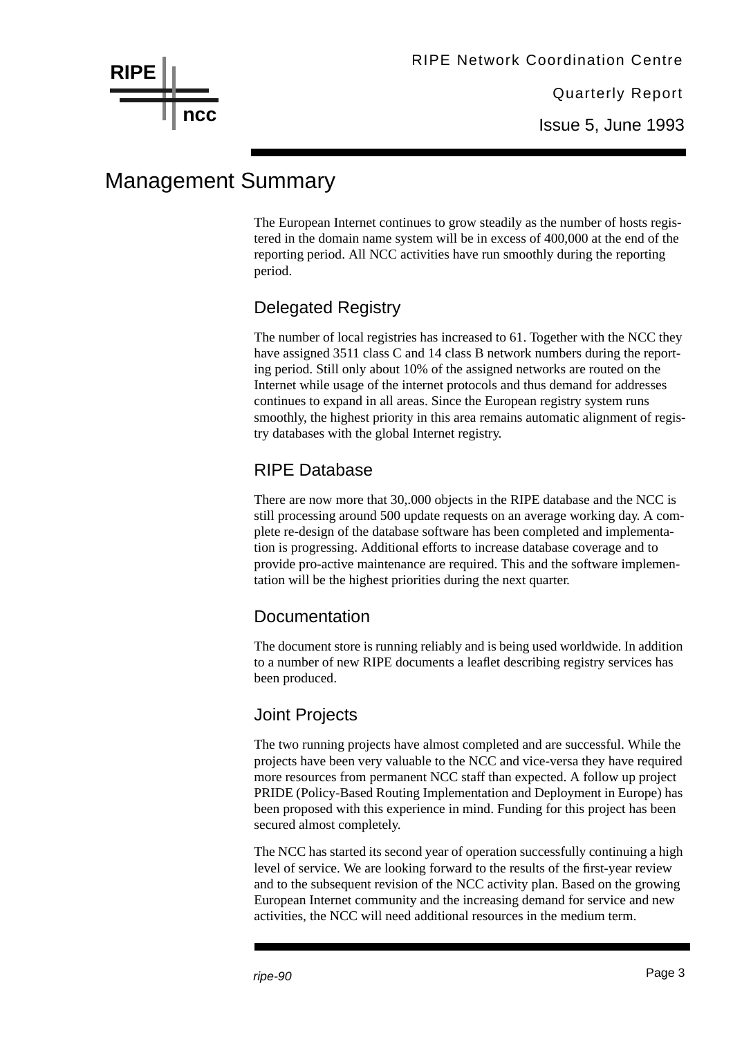# Management Summary

The European Internet continues to grow steadily as the number of hosts registered in the domain name system will be in excess of 400,000 at the end of the reporting period. All NCC activities have run smoothly during the reporting period.

## Delegated Registry

The number of local registries has increased to 61. Together with the NCC they have assigned 3511 class C and 14 class B network numbers during the reporting period. Still only about 10% of the assigned networks are routed on the Internet while usage of the internet protocols and thus demand for addresses continues to expand in all areas. Since the European registry system runs smoothly, the highest priority in this area remains automatic alignment of registry databases with the global Internet registry.

## RIPE Database

There are now more that 30,.000 objects in the RIPE database and the NCC is still processing around 500 update requests on an average working day. A complete re-design of the database software has been completed and implementation is progressing. Additional efforts to increase database coverage and to provide pro-active maintenance are required. This and the software implementation will be the highest priorities during the next quarter.

## Documentation

The document store is running reliably and is being used worldwide. In addition to a number of new RIPE documents a leaflet describing registry services has been produced.

## Joint Projects

The two running projects have almost completed and are successful. While the projects have been very valuable to the NCC and vice-versa they have required more resources from permanent NCC staff than expected. A follow up project PRIDE (Policy-Based Routing Implementation and Deployment in Europe) has been proposed with this experience in mind. Funding for this project has been secured almost completely.

The NCC has started its second year of operation successfully continuing a high level of service. We are looking forward to the results of the first-year review and to the subsequent revision of the NCC activity plan. Based on the growing European Internet community and the increasing demand for service and new activities, the NCC will need additional resources in the medium term.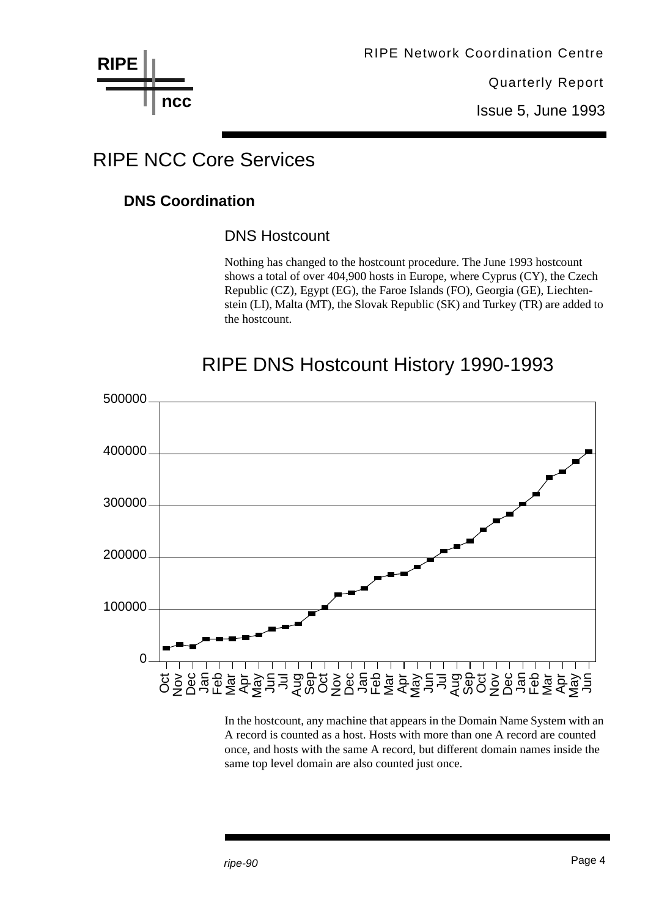# RIPE NCC Core Services

## DNS Coordination

### DNS Hostcount

Nothing has changed to the hostcount procedure. The June 1993 hostcount shows a total of over 404,900 hosts in Europe, where Cyprus (CY), the Czech Republic (CZ), Egypt (EG), the Faroe Islands (FO), Georgia (GE), Liechtenstein (LI), Malta (MT), the Slovak Republic (SK) and Turkey (TR) are added to the hostcount.

RIPE DNS Hostcount History 1990-1993

In the hostcount, any machine that appears in the Domain Name System with an A record is counted as a host. Hosts with more than one A record are counted once, and hosts with the same A record, but different domain names inside the same top level domain are also counted just once.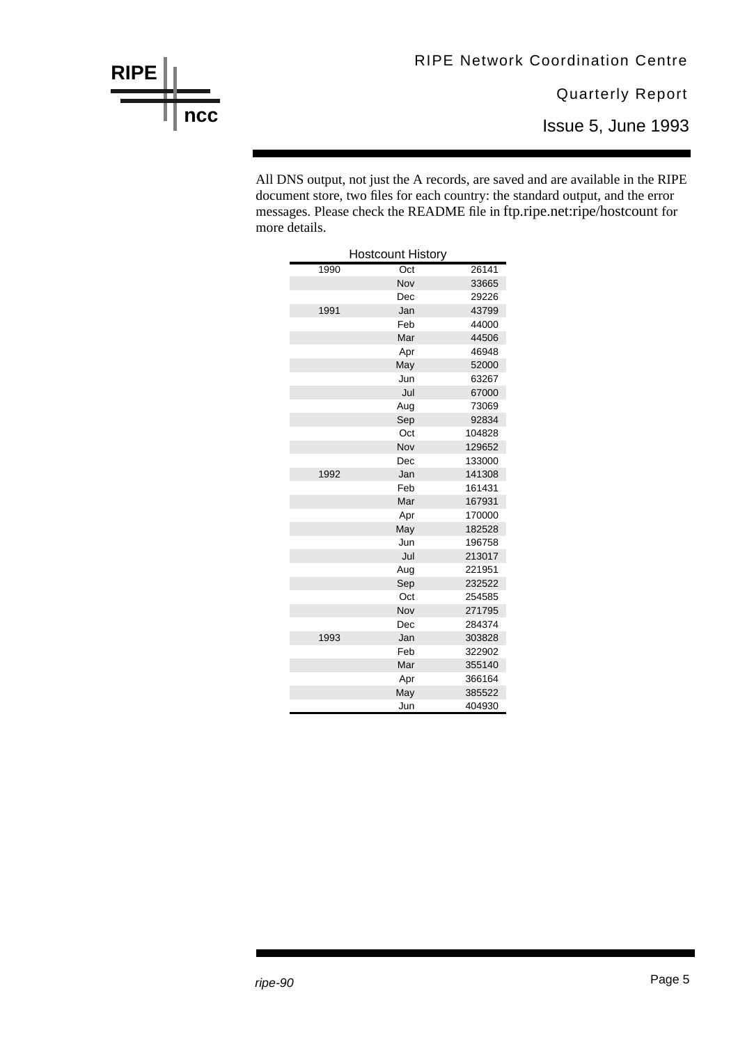All DNS output, not just the A records, are saved and are available in the RIPE document store, two files for each country: the standard output, and the error messages. Please check the README file in ftp.ripe.net:ripe/hostcount for more details.

| Hostcount History | | |
|---|---|---|
| 1990 | Oct | 26141 |
| | Nov | 33665 |
| | Dec | 29226 |
| 1991 | Jan | 43799 |
| | Feb | 44000 |
| | Mar | 44506 |
| | Apr | 46948 |
| | May | 52000 |
| | Jun | 63267 |
| | Jul | 67000 |
| | Aug | 73069 |
| | Sep | 92834 |
| | Oct | 104828 |
| | Nov | 129652 |
| | Dec | 133000 |
| 1992 | Jan | 141308 |
| | Feb | 161431 |
| | Mar | 167931 |
| | Apr | 170000 |
| | May | 182528 |
| | Jun | 196758 |
| | Jul | 213017 |
| | Aug | 221951 |
| | Sep | 232522 |
| | Oct | 254585 |
| | Nov | 271795 |
| | Dec | 284374 |
| 1993 | Jan | 303828 |
| | Feb | 322902 |
| | Mar | 355140 |
| | Apr | 366164 |
| | May | 385522 |
| | Jun | 404930 |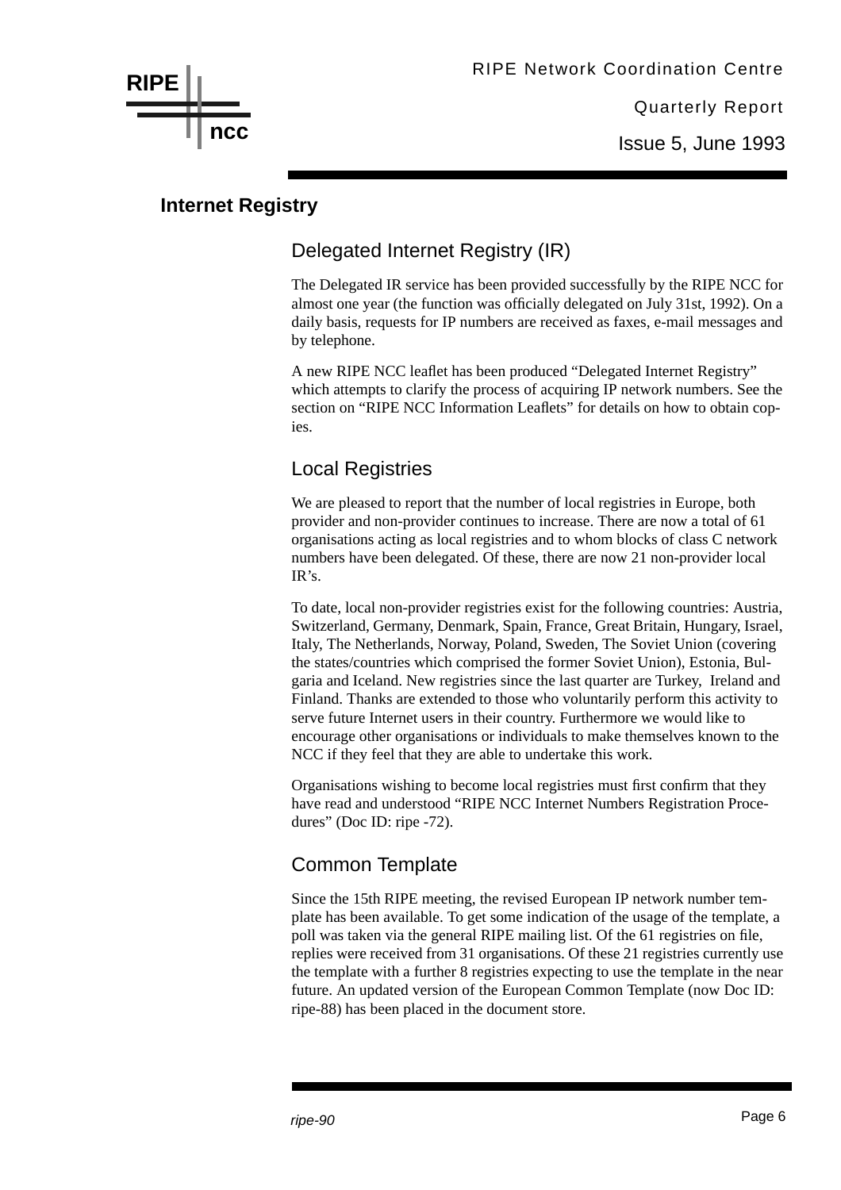## Internet Registry

### Delegated Internet Registry (IR)

The Delegated IR service has been provided successfully by the RIPE NCC for almost one year (the function was officially delegated on July 31st, 1992). On a daily basis, requests for IP numbers are received as faxes, e-mail messages and by telephone.

A new RIPE NCC leaflet has been produced "Delegated Internet Registry" which attempts to clarify the process of acquiring IP network numbers. See the section on "RIPE NCC Information Leaflets" for details on how to obtain copies.

### Local Registries

We are pleased to report that the number of local registries in Europe, both provider and non-provider continues to increase. There are now a total of 61 organisations acting as local registries and to whom blocks of class C network numbers have been delegated. Of these, there are now 21 non-provider local IR's.

To date, local non-provider registries exist for the following countries: Austria, Switzerland, Germany, Denmark, Spain, France, Great Britain, Hungary, Israel, Italy, The Netherlands, Norway, Poland, Sweden, The Soviet Union (covering the states/countries which comprised the former Soviet Union), Estonia, Bulgaria and Iceland. New registries since the last quarter are Turkey, Ireland and Finland. Thanks are extended to those who voluntarily perform this activity to serve future Internet users in their country. Furthermore we would like to encourage other organisations or individuals to make themselves known to the NCC if they feel that they are able to undertake this work.

Organisations wishing to become local registries must first confirm that they have read and understood "RIPE NCC Internet Numbers Registration Procedures" (Doc ID: ripe -72).

### Common Template

Since the 15th RIPE meeting, the revised European IP network number template has been available. To get some indication of the usage of the template, a poll was taken via the general RIPE mailing list. Of the 61 registries on file, replies were received from 31 organisations. Of these 21 registries currently use the template with a further 8 registries expecting to use the template in the near future. An updated version of the European Common Template (now Doc ID: ripe-88) has been placed in the document store.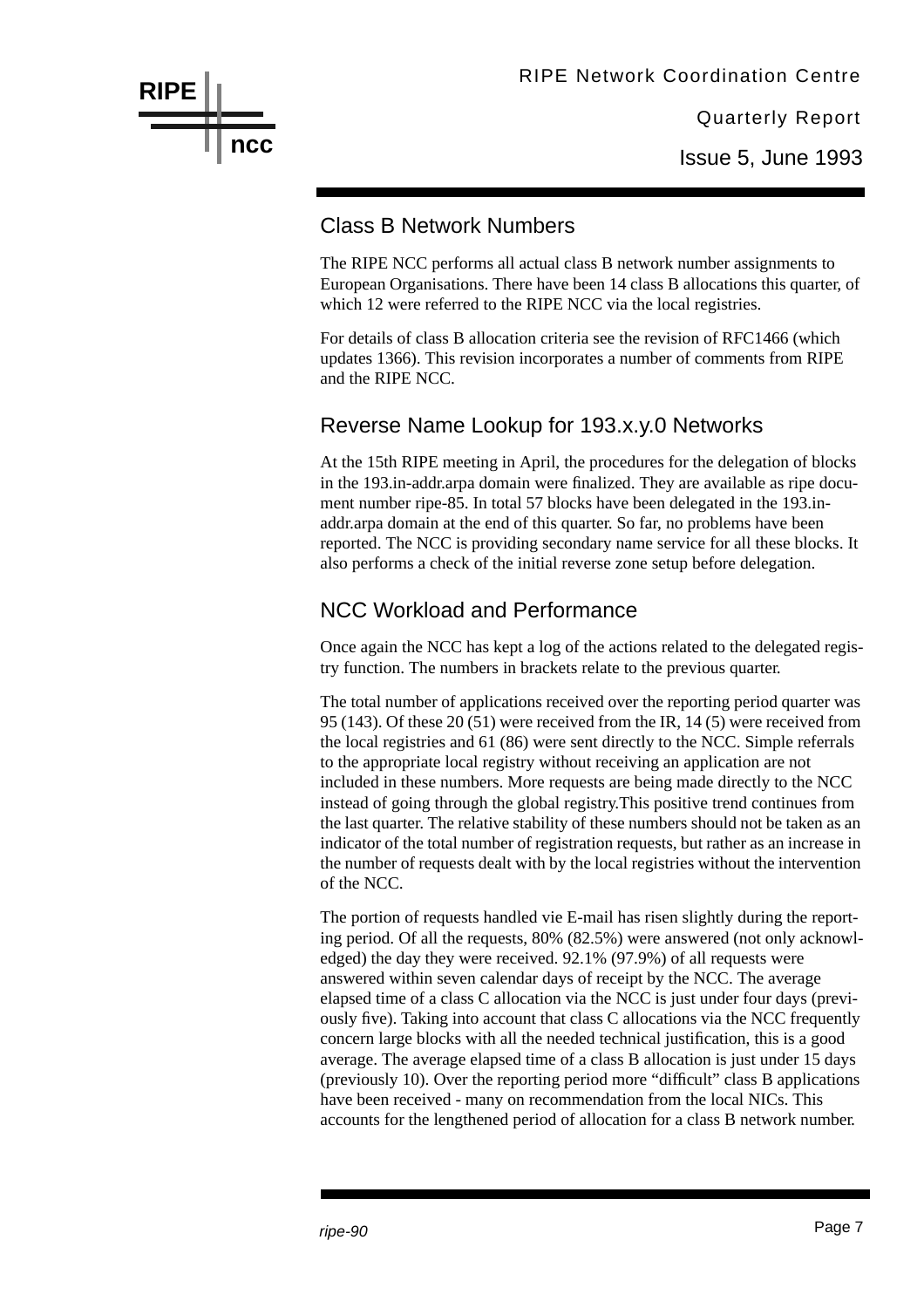## Class B Network Numbers

The RIPE NCC performs all actual class B network number assignments to European Organisations. There have been 14 class B allocations this quarter, of which 12 were referred to the RIPE NCC via the local registries.

For details of class B allocation criteria see the revision of RFC1466 (which updates 1366). This revision incorporates a number of comments from RIPE and the RIPE NCC.

## Reverse Name Lookup for 193.x.y.0 Networks

At the 15th RIPE meeting in April, the procedures for the delegation of blocks in the 193.in-addr.arpa domain were finalized. They are available as ripe document number ripe-85. In total 57 blocks have been delegated in the 193.in-addr.arpa domain at the end of this quarter. So far, no problems have been reported. The NCC is providing secondary name service for all these blocks. It also performs a check of the initial reverse zone setup before delegation.

## NCC Workload and Performance

Once again the NCC has kept a log of the actions related to the delegated registry function. The numbers in brackets relate to the previous quarter.

The total number of applications received over the reporting period quarter was 95 (143). Of these 20 (51) were received from the IR, 14 (5) were received from the local registries and 61 (86) were sent directly to the NCC. Simple referrals to the appropriate local registry without receiving an application are not included in these numbers. More requests are being made directly to the NCC instead of going through the global registry.This positive trend continues from the last quarter. The relative stability of these numbers should not be taken as an indicator of the total number of registration requests, but rather as an increase in the number of requests dealt with by the local registries without the intervention of the NCC.

The portion of requests handled vie E-mail has risen slightly during the reporting period. Of all the requests, 80% (82.5%) were answered (not only acknowledged) the day they were received. 92.1% (97.9%) of all requests were answered within seven calendar days of receipt by the NCC. The average elapsed time of a class C allocation via the NCC is just under four days (previously five). Taking into account that class C allocations via the NCC frequently concern large blocks with all the needed technical justification, this is a good average. The average elapsed time of a class B allocation is just under 15 days (previously 10). Over the reporting period more "difficult" class B applications have been received - many on recommendation from the local NICs. This accounts for the lengthened period of allocation for a class B network number.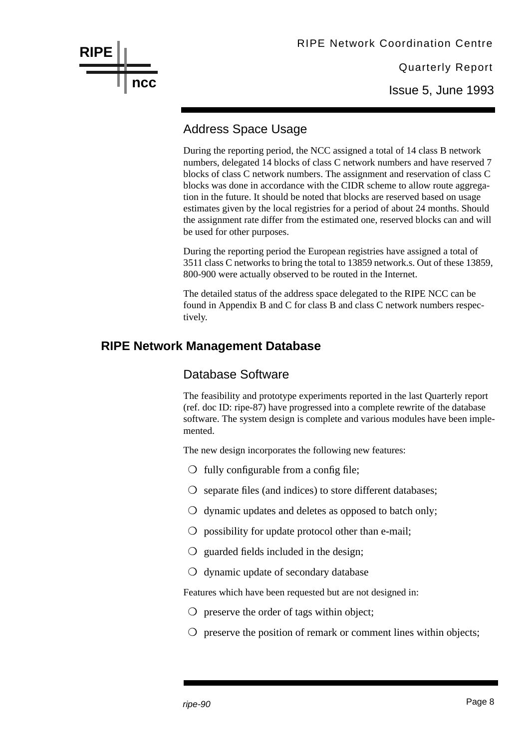### Address Space Usage

During the reporting period, the NCC assigned a total of 14 class B network numbers, delegated 14 blocks of class C network numbers and have reserved 7 blocks of class C network numbers. The assignment and reservation of class C blocks was done in accordance with the CIDR scheme to allow route aggregation in the future. It should be noted that blocks are reserved based on usage estimates given by the local registries for a period of about 24 months. Should the assignment rate differ from the estimated one, reserved blocks can and will be used for other purposes.

During the reporting period the European registries have assigned a total of 3511 class C networks to bring the total to 13859 network.s. Out of these 13859, 800-900 were actually observed to be routed in the Internet.

The detailed status of the address space delegated to the RIPE NCC can be found in Appendix B and C for class B and class C network numbers respectively.

## RIPE Network Management Database

### Database Software

The feasibility and prototype experiments reported in the last Quarterly report (ref. doc ID: ripe-87) have progressed into a complete rewrite of the database software. The system design is complete and various modules have been implemented.

The new design incorporates the following new features:

- fully configurable from a config file;
- separate files (and indices) to store different databases;
- dynamic updates and deletes as opposed to batch only;
- possibility for update protocol other than e-mail;
- guarded fields included in the design;
- dynamic update of secondary database

Features which have been requested but are not designed in:

- preserve the order of tags within object;
- preserve the position of remark or comment lines within objects;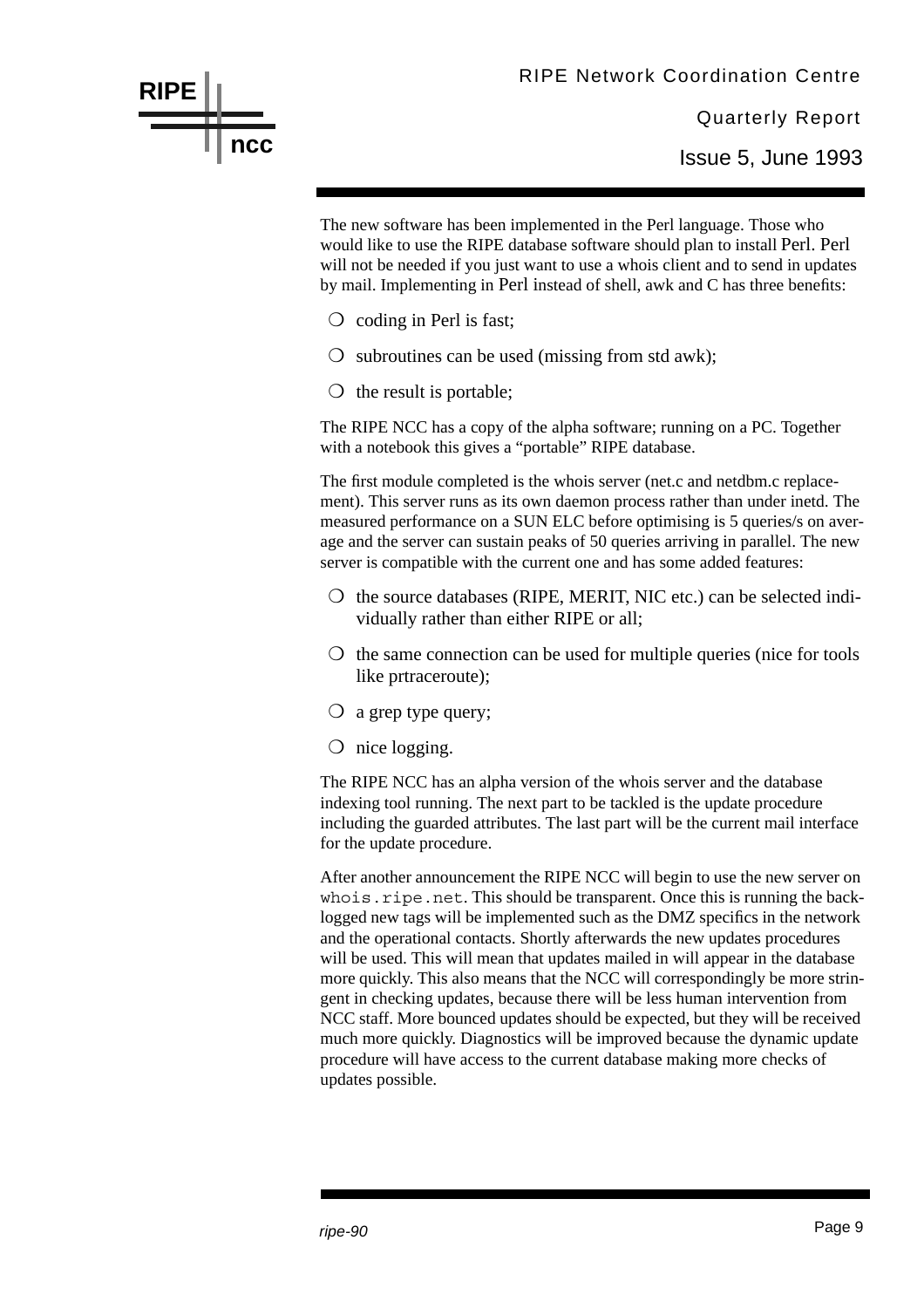The new software has been implemented in the Perl language. Those who would like to use the RIPE database software should plan to install Perl. Perl will not be needed if you just want to use a whois client and to send in updates by mail. Implementing in Perl instead of shell, awk and C has three benefits:

- coding in Perl is fast;
- subroutines can be used (missing from std awk);
- the result is portable;

The RIPE NCC has a copy of the alpha software; running on a PC. Together with a notebook this gives a “portable” RIPE database.

The first module completed is the whois server (net.c and netdbm.c replacement). This server runs as its own daemon process rather than under inetd. The measured performance on a SUN ELC before optimising is 5 queries/s on average and the server can sustain peaks of 50 queries arriving in parallel. The new server is compatible with the current one and has some added features:

- the source databases (RIPE, MERIT, NIC etc.) can be selected individually rather than either RIPE or all;
- the same connection can be used for multiple queries (nice for tools like prtraceroute);
- a grep type query;
- nice logging.

The RIPE NCC has an alpha version of the whois server and the database indexing tool running. The next part to be tackled is the update procedure including the guarded attributes. The last part will be the current mail interface for the update procedure.

After another announcement the RIPE NCC will begin to use the new server on `whois.ripe.net`. This should be transparent. Once this is running the backlogged new tags will be implemented such as the DMZ specifics in the network and the operational contacts. Shortly afterwards the new updates procedures will be used. This will mean that updates mailed in will appear in the database more quickly. This also means that the NCC will correspondingly be more stringent in checking updates, because there will be less human intervention from NCC staff. More bounced updates should be expected, but they will be received much more quickly. Diagnostics will be improved because the dynamic update procedure will have access to the current database making more checks of updates possible.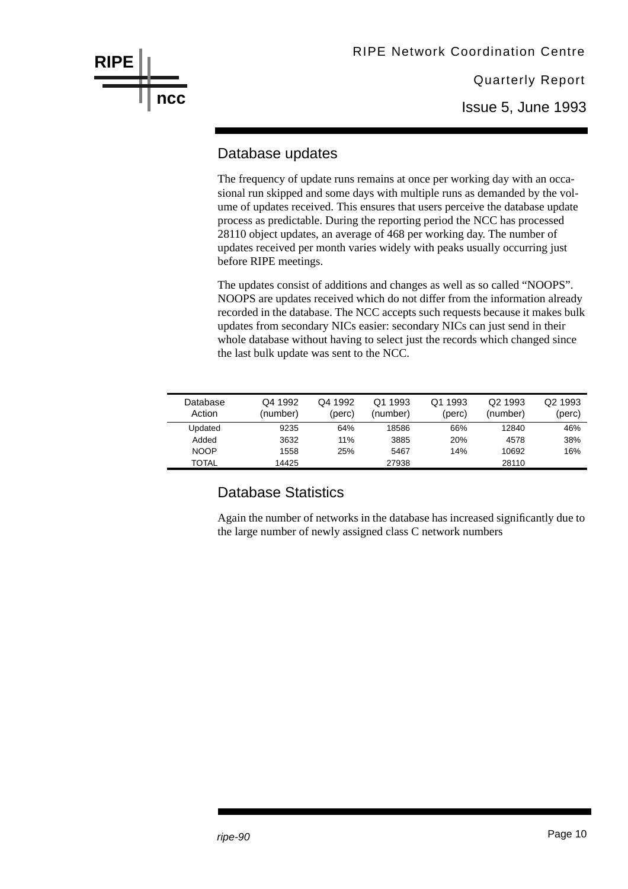## Database updates

The frequency of update runs remains at once per working day with an occasional run skipped and some days with multiple runs as demanded by the volume of updates received. This ensures that users perceive the database update process as predictable. During the reporting period the NCC has processed 28110 object updates, an average of 468 per working day. The number of updates received per month varies widely with peaks usually occurring just before RIPE meetings.

The updates consist of additions and changes as well as so called "NOOPS". NOOPS are updates received which do not differ from the information already recorded in the database. The NCC accepts such requests because it makes bulk updates from secondary NICs easier: secondary NICs can just send in their whole database without having to select just the records which changed since the last bulk update was sent to the NCC.

| Database Action | Q4 1992 (number) | Q4 1992 (perc) | Q1 1993 (number) | Q1 1993 (perc) | Q2 1993 (number) | Q2 1993 (perc) |
|---|---|---|---|---|---|---|
| Updated | 9235 | 64% | 18586 | 66% | 12840 | 46% |
| Added | 3632 | 11% | 3885 | 20% | 4578 | 38% |
| NOOP | 1558 | 25% | 5467 | 14% | 10692 | 16% |
| TOTAL | 14425 | | 27938 | | 28110 | |

## Database Statistics

Again the number of networks in the database has increased significantly due to the large number of newly assigned class C network numbers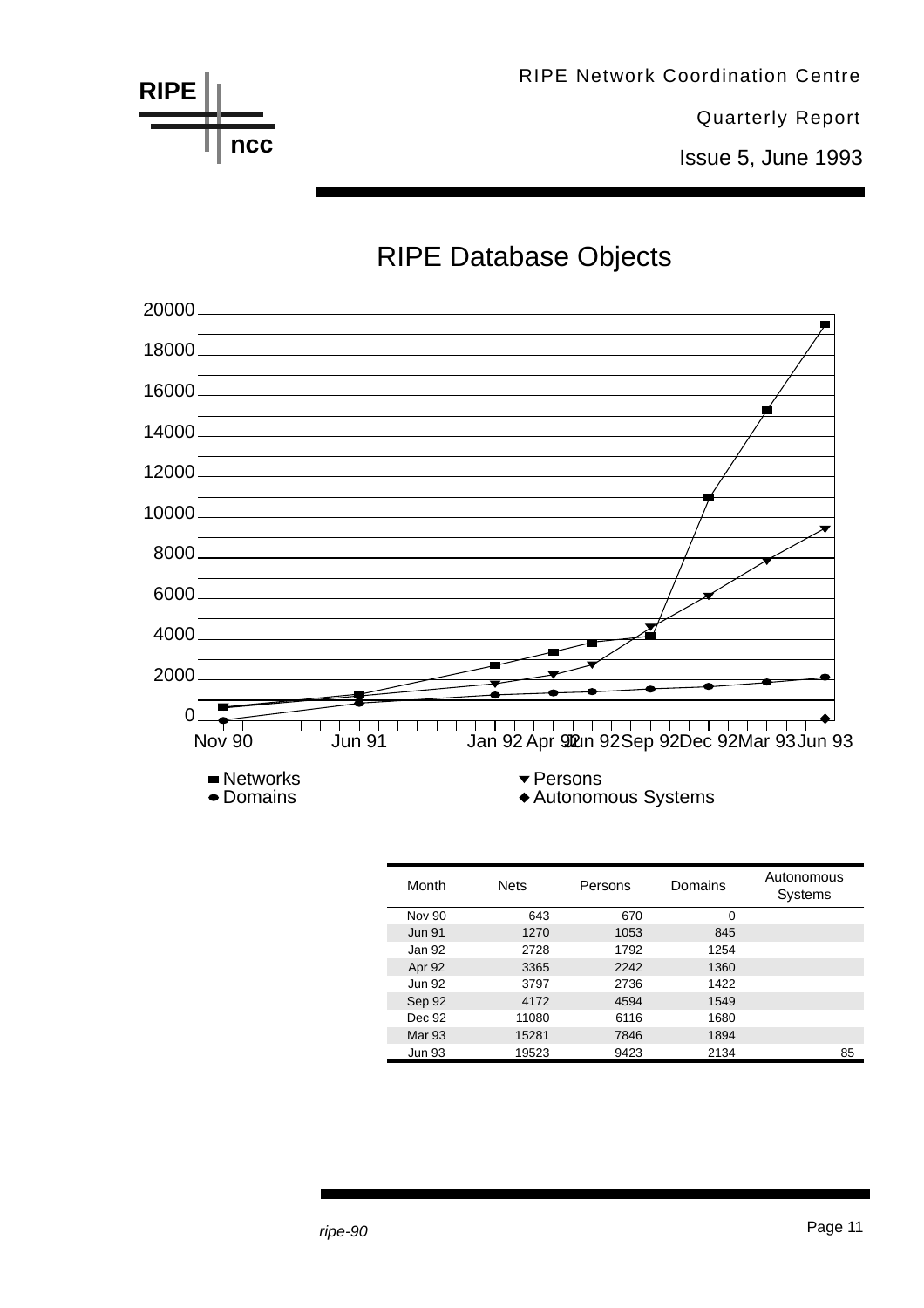## RIPE Database Objects

| Month | Nets | Persons | Domains | Autonomous Systems |
|---|---|---|---|---|
| Nov 90 | 643 | 670 | 0 | |
| Jun 91 | 1270 | 1053 | 845 | |
| Jan 92 | 2728 | 1792 | 1254 | |
| Apr 92 | 3365 | 2242 | 1360 | |
| Jun 92 | 3797 | 2736 | 1422 | |
| Sep 92 | 4172 | 4594 | 1549 | |
| Dec 92 | 11080 | 6116 | 1680 | |
| Mar 93 | 15281 | 7846 | 1894 | |
| Jun 93 | 19523 | 9423 | 2134 | 85 |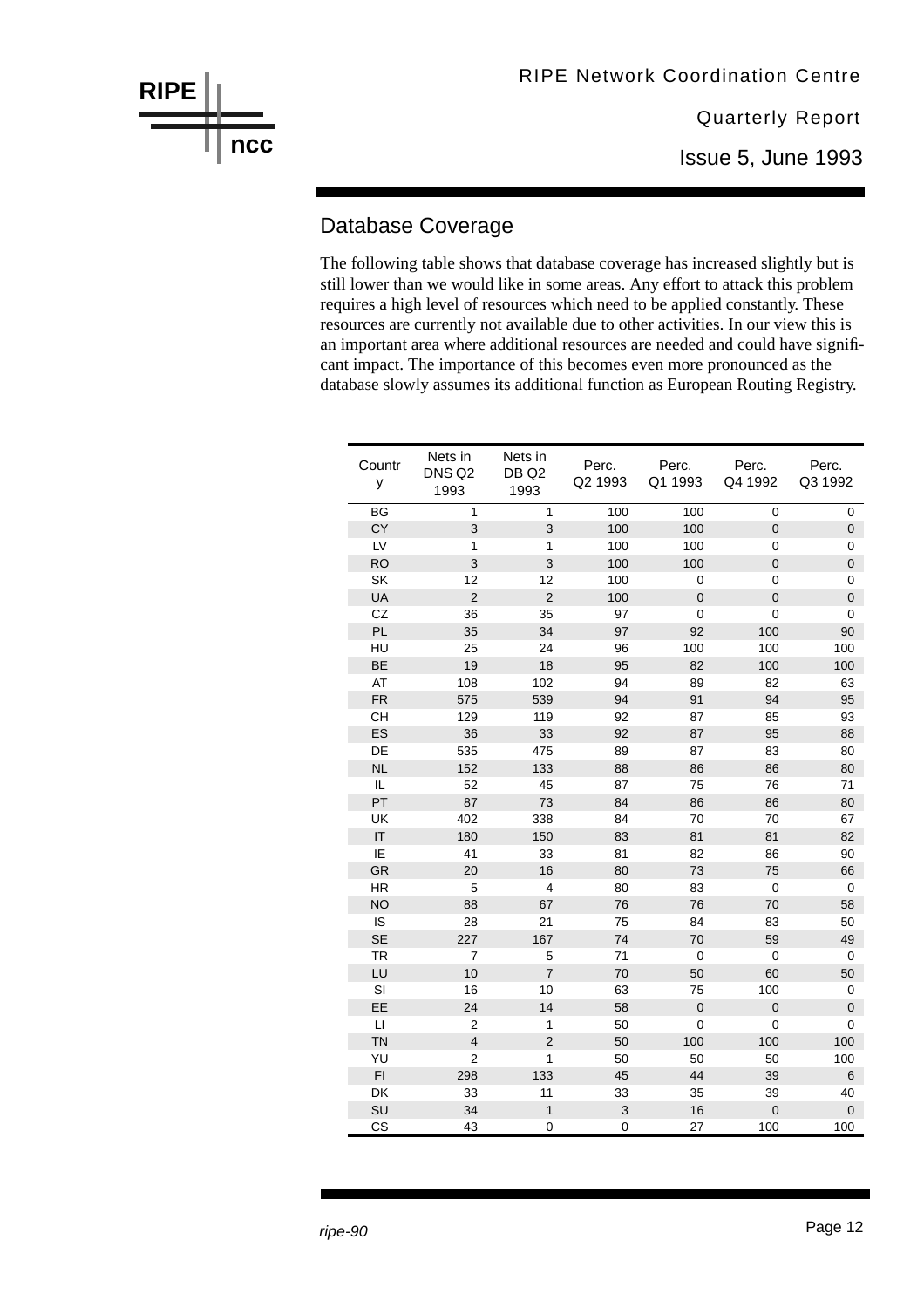## Database Coverage

The following table shows that database coverage has increased slightly but is still lower than we would like in some areas. Any effort to attack this problem requires a high level of resources which need to be applied constantly. These resources are currently not available due to other activities. In our view this is an important area where additional resources are needed and could have significant impact. The importance of this becomes even more pronounced as the database slowly assumes its additional function as European Routing Registry.

| Country | Nets in DNS Q2 1993 | Nets in DB Q2 1993 | Perc. Q2 1993 | Perc. Q1 1993 | Perc. Q4 1992 | Perc. Q3 1992 |
|---|---|---|---|---|---|---|
| BG | 1 | 1 | 100 | 100 | 0 | 0 |
| CY | 3 | 3 | 100 | 100 | 0 | 0 |
| LV | 1 | 1 | 100 | 100 | 0 | 0 |
| RO | 3 | 3 | 100 | 100 | 0 | 0 |
| SK | 12 | 12 | 100 | 0 | 0 | 0 |
| UA | 2 | 2 | 100 | 0 | 0 | 0 |
| CZ | 36 | 35 | 97 | 0 | 0 | 0 |
| PL | 35 | 34 | 97 | 92 | 100 | 90 |
| HU | 25 | 24 | 96 | 100 | 100 | 100 |
| BE | 19 | 18 | 95 | 82 | 100 | 100 |
| AT | 108 | 102 | 94 | 89 | 82 | 63 |
| FR | 575 | 539 | 94 | 91 | 94 | 95 |
| CH | 129 | 119 | 92 | 87 | 85 | 93 |
| ES | 36 | 33 | 92 | 87 | 95 | 88 |
| DE | 535 | 475 | 89 | 87 | 83 | 80 |
| NL | 152 | 133 | 88 | 86 | 86 | 80 |
| IL | 52 | 45 | 87 | 75 | 76 | 71 |
| PT | 87 | 73 | 84 | 86 | 86 | 80 |
| UK | 402 | 338 | 84 | 70 | 70 | 67 |
| IT | 180 | 150 | 83 | 81 | 81 | 82 |
| IE | 41 | 33 | 81 | 82 | 86 | 90 |
| GR | 20 | 16 | 80 | 73 | 75 | 66 |
| HR | 5 | 4 | 80 | 83 | 0 | 0 |
| NO | 88 | 67 | 76 | 76 | 70 | 58 |
| IS | 28 | 21 | 75 | 84 | 83 | 50 |
| SE | 227 | 167 | 74 | 70 | 59 | 49 |
| TR | 7 | 5 | 71 | 0 | 0 | 0 |
| LU | 10 | 7 | 70 | 50 | 60 | 50 |
| SI | 16 | 10 | 63 | 75 | 100 | 0 |
| EE | 24 | 14 | 58 | 0 | 0 | 0 |
| LI | 2 | 1 | 50 | 0 | 0 | 0 |
| TN | 4 | 2 | 50 | 100 | 100 | 100 |
| YU | 2 | 1 | 50 | 50 | 50 | 100 |
| FI | 298 | 133 | 45 | 44 | 39 | 6 |
| DK | 33 | 11 | 33 | 35 | 39 | 40 |
| SU | 34 | 1 | 3 | 16 | 0 | 0 |
| CS | 43 | 0 | 0 | 27 | 100 | 100 |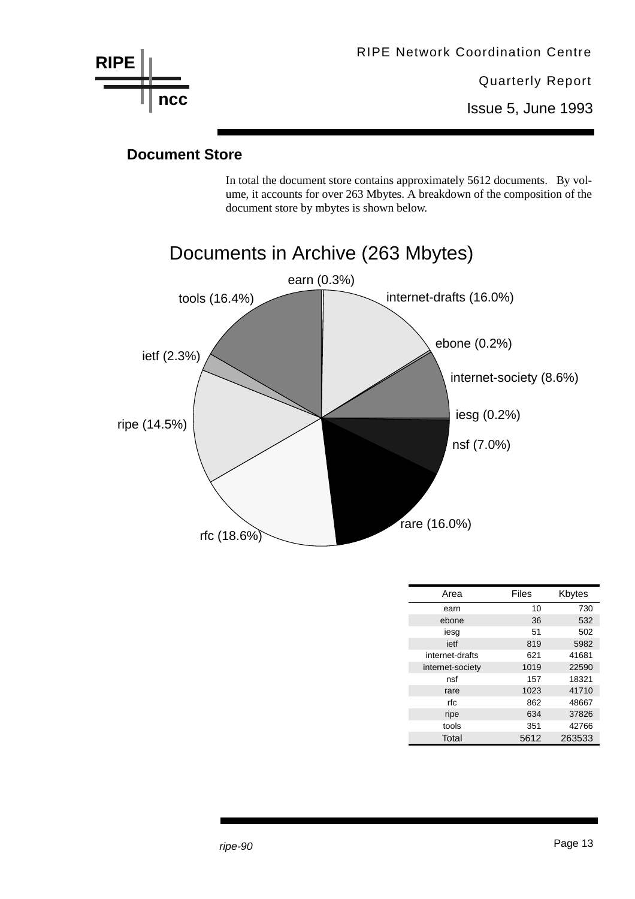## Document Store

In total the document store contains approximately 5612 documents. By volume, it accounts for over 263 Mbytes. A breakdown of the composition of the document store by mbytes is shown below.

Documents in Archive (263 Mbytes)

earn (0.3%), internet-drafts (16.0%), ebone (0.2%), internet-society (8.6%), iesg (0.2%), nsf (7.0%), rare (16.0%), rfc (18.6%), ripe (14.5%), ietf (2.3%), tools (16.4%)

| Area | Files | Kbytes |
|---|---|---|
| earn | 10 | 730 |
| ebone | 36 | 532 |
| iesg | 51 | 502 |
| ietf | 819 | 5982 |
| internet-drafts | 621 | 41681 |
| internet-society | 1019 | 22590 |
| nsf | 157 | 18321 |
| rare | 1023 | 41710 |
| rfc | 862 | 48667 |
| ripe | 634 | 37826 |
| tools | 351 | 42766 |
| Total | 5612 | 263533 |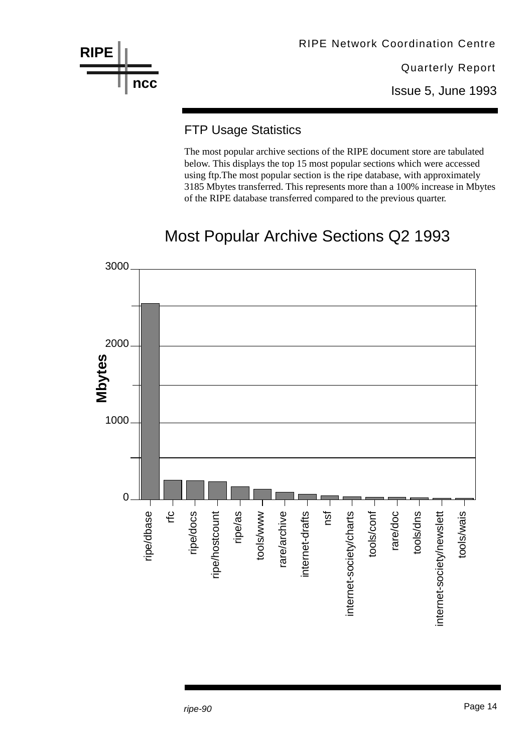## FTP Usage Statistics

The most popular archive sections of the RIPE document store are tabulated below. This displays the top 15 most popular sections which were accessed using ftp.The most popular section is the ripe database, with approximately 3185 Mbytes transferred. This represents more than a 100% increase in Mbytes of the RIPE database transferred compared to the previous quarter.

### Most Popular Archive Sections Q2 1993

Mbytes

3000

2000

1000

0

ripe/dbase, rfc, ripe/docs, ripe/hostcount, ripe/as, tools/www, rare/archive, internet-drafts, nsf, internet-society/charts, tools/conf, rare/doc, tools/dns, internet-society/newslett, tools/wais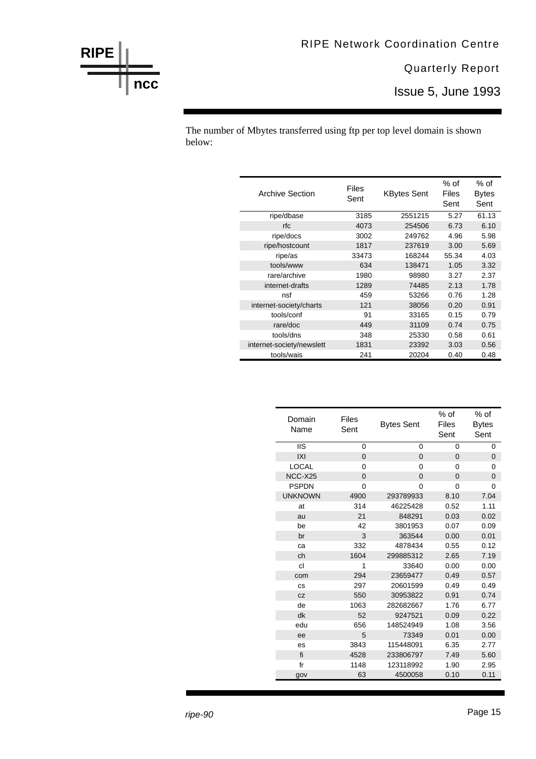The number of Mbytes transferred using ftp per top level domain is shown below:

| Archive Section | Files Sent | KBytes Sent | % of Files Sent | % of Bytes Sent |
|---|---|---|---|---|
| ripe/dbase | 3185 | 2551215 | 5.27 | 61.13 |
| rfc | 4073 | 254506 | 6.73 | 6.10 |
| ripe/docs | 3002 | 249762 | 4.96 | 5.98 |
| ripe/hostcount | 1817 | 237619 | 3.00 | 5.69 |
| ripe/as | 33473 | 168244 | 55.34 | 4.03 |
| tools/www | 634 | 138471 | 1.05 | 3.32 |
| rare/archive | 1980 | 98980 | 3.27 | 2.37 |
| internet-drafts | 1289 | 74485 | 2.13 | 1.78 |
| nsf | 459 | 53266 | 0.76 | 1.28 |
| internet-society/charts | 121 | 38056 | 0.20 | 0.91 |
| tools/conf | 91 | 33165 | 0.15 | 0.79 |
| rare/doc | 449 | 31109 | 0.74 | 0.75 |
| tools/dns | 348 | 25330 | 0.58 | 0.61 |
| internet-society/newslett | 1831 | 23392 | 3.03 | 0.56 |
| tools/wais | 241 | 20204 | 0.40 | 0.48 |

| Domain Name | Files Sent | Bytes Sent | % of Files Sent | % of Bytes Sent |
|---|---|---|---|---|
| IIS | 0 | 0 | 0 | 0 |
| IXI | 0 | 0 | 0 | 0 |
| LOCAL | 0 | 0 | 0 | 0 |
| NCC-X25 | 0 | 0 | 0 | 0 |
| PSPDN | 0 | 0 | 0 | 0 |
| UNKNOWN | 4900 | 293789933 | 8.10 | 7.04 |
| at | 314 | 46225428 | 0.52 | 1.11 |
| au | 21 | 848291 | 0.03 | 0.02 |
| be | 42 | 3801953 | 0.07 | 0.09 |
| br | 3 | 363544 | 0.00 | 0.01 |
| ca | 332 | 4878434 | 0.55 | 0.12 |
| ch | 1604 | 299885312 | 2.65 | 7.19 |
| cl | 1 | 33640 | 0.00 | 0.00 |
| com | 294 | 23659477 | 0.49 | 0.57 |
| cs | 297 | 20601599 | 0.49 | 0.49 |
| cz | 550 | 30953822 | 0.91 | 0.74 |
| de | 1063 | 282682667 | 1.76 | 6.77 |
| dk | 52 | 9247521 | 0.09 | 0.22 |
| edu | 656 | 148524949 | 1.08 | 3.56 |
| ee | 5 | 73349 | 0.01 | 0.00 |
| es | 3843 | 115448091 | 6.35 | 2.77 |
| fi | 4528 | 233806797 | 7.49 | 5.60 |
| fr | 1148 | 123118992 | 1.90 | 2.95 |
| gov | 63 | 4500058 | 0.10 | 0.11 |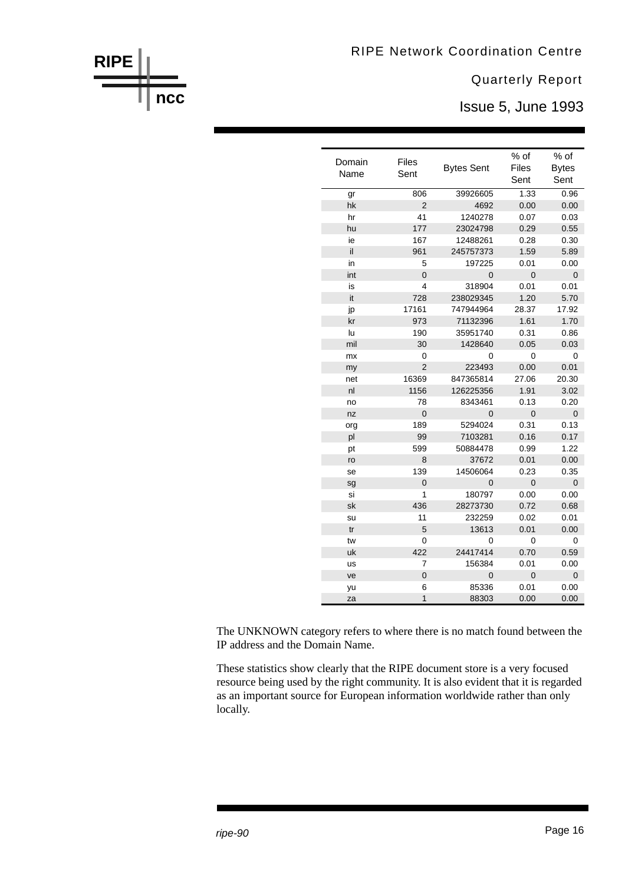| Domain Name | Files Sent | Bytes Sent | % of Files Sent | % of Bytes Sent |
|---|---|---|---|---|
| gr | 806 | 39926605 | 1.33 | 0.96 |
| hk | 2 | 4692 | 0.00 | 0.00 |
| hr | 41 | 1240278 | 0.07 | 0.03 |
| hu | 177 | 23024798 | 0.29 | 0.55 |
| ie | 167 | 12488261 | 0.28 | 0.30 |
| il | 961 | 245757373 | 1.59 | 5.89 |
| in | 5 | 197225 | 0.01 | 0.00 |
| int | 0 | 0 | 0 | 0 |
| is | 4 | 318904 | 0.01 | 0.01 |
| it | 728 | 238029345 | 1.20 | 5.70 |
| jp | 17161 | 747944964 | 28.37 | 17.92 |
| kr | 973 | 71132396 | 1.61 | 1.70 |
| lu | 190 | 35951740 | 0.31 | 0.86 |
| mil | 30 | 1428640 | 0.05 | 0.03 |
| mx | 0 | 0 | 0 | 0 |
| my | 2 | 223493 | 0.00 | 0.01 |
| net | 16369 | 847365814 | 27.06 | 20.30 |
| nl | 1156 | 126225356 | 1.91 | 3.02 |
| no | 78 | 8343461 | 0.13 | 0.20 |
| nz | 0 | 0 | 0 | 0 |
| org | 189 | 5294024 | 0.31 | 0.13 |
| pl | 99 | 7103281 | 0.16 | 0.17 |
| pt | 599 | 50884478 | 0.99 | 1.22 |
| ro | 8 | 37672 | 0.01 | 0.00 |
| se | 139 | 14506064 | 0.23 | 0.35 |
| sg | 0 | 0 | 0 | 0 |
| si | 1 | 180797 | 0.00 | 0.00 |
| sk | 436 | 28273730 | 0.72 | 0.68 |
| su | 11 | 232259 | 0.02 | 0.01 |
| tr | 5 | 13613 | 0.01 | 0.00 |
| tw | 0 | 0 | 0 | 0 |
| uk | 422 | 24417414 | 0.70 | 0.59 |
| us | 7 | 156384 | 0.01 | 0.00 |
| ve | 0 | 0 | 0 | 0 |
| yu | 6 | 85336 | 0.01 | 0.00 |
| za | 1 | 88303 | 0.00 | 0.00 |

The UNKNOWN category refers to where there is no match found between the IP address and the Domain Name.

These statistics show clearly that the RIPE document store is a very focused resource being used by the right community. It is also evident that it is regarded as an important source for European information worldwide rather than only locally.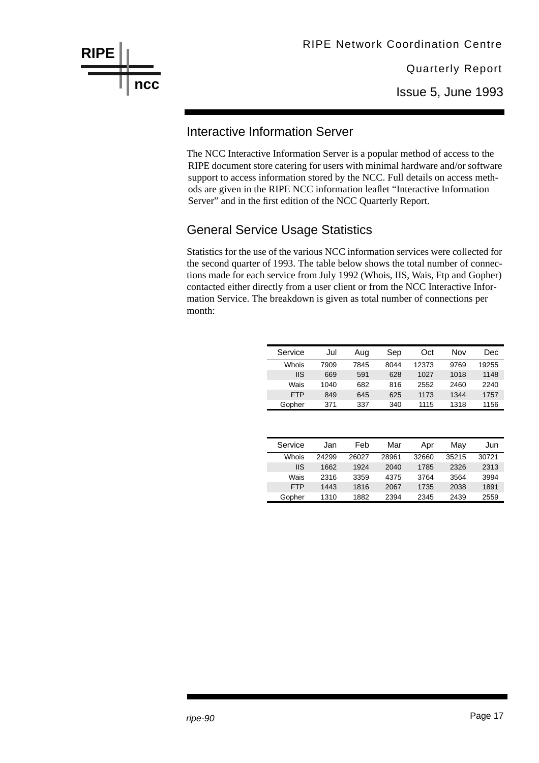## Interactive Information Server

The NCC Interactive Information Server is a popular method of access to the RIPE document store catering for users with minimal hardware and/or software support to access information stored by the NCC. Full details on access methods are given in the RIPE NCC information leaflet "Interactive Information Server" and in the first edition of the NCC Quarterly Report.

## General Service Usage Statistics

Statistics for the use of the various NCC information services were collected for the second quarter of 1993. The table below shows the total number of connections made for each service from July 1992 (Whois, IIS, Wais, Ftp and Gopher) contacted either directly from a user client or from the NCC Interactive Information Service. The breakdown is given as total number of connections per month:

| Service | Jul | Aug | Sep | Oct | Nov | Dec |
|---|---|---|---|---|---|---|
| Whois | 7909 | 7845 | 8044 | 12373 | 9769 | 19255 |
| IIS | 669 | 591 | 628 | 1027 | 1018 | 1148 |
| Wais | 1040 | 682 | 816 | 2552 | 2460 | 2240 |
| FTP | 849 | 645 | 625 | 1173 | 1344 | 1757 |
| Gopher | 371 | 337 | 340 | 1115 | 1318 | 1156 |

| Service | Jan | Feb | Mar | Apr | May | Jun |
|---|---|---|---|---|---|---|
| Whois | 24299 | 26027 | 28961 | 32660 | 35215 | 30721 |
| IIS | 1662 | 1924 | 2040 | 1785 | 2326 | 2313 |
| Wais | 2316 | 3359 | 4375 | 3764 | 3564 | 3994 |
| FTP | 1443 | 1816 | 2067 | 1735 | 2038 | 1891 |
| Gopher | 1310 | 1882 | 2394 | 2345 | 2439 | 2559 |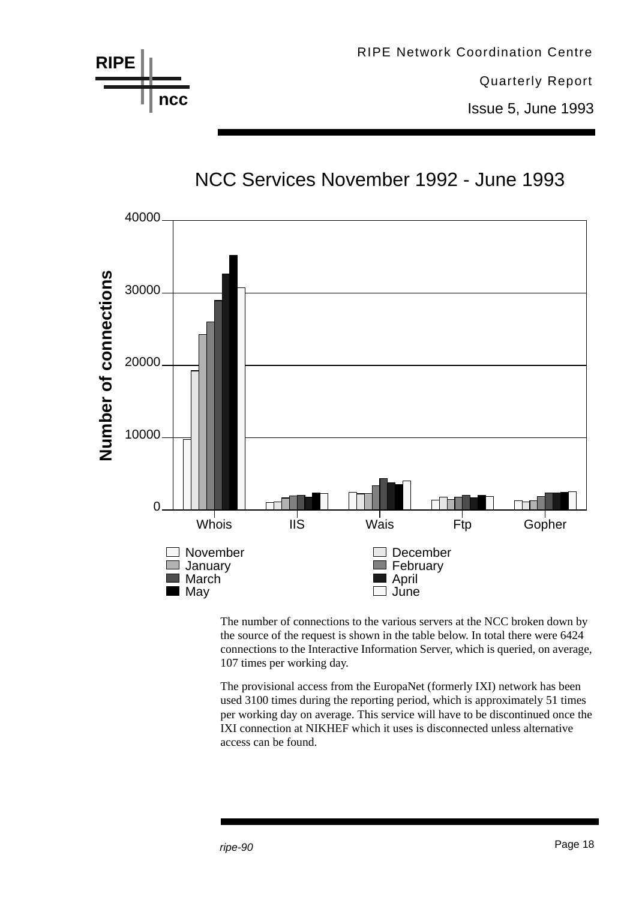## NCC Services November 1992 - June 1993

The number of connections to the various servers at the NCC broken down by the source of the request is shown in the table below. In total there were 6424 connections to the Interactive Information Server, which is queried, on average, 107 times per working day.

The provisional access from the EuropaNet (formerly IXI) network has been used 3100 times during the reporting period, which is approximately 51 times per working day on average. This service will have to be discontinued once the IXI connection at NIKHEF which it uses is disconnected unless alternative access can be found.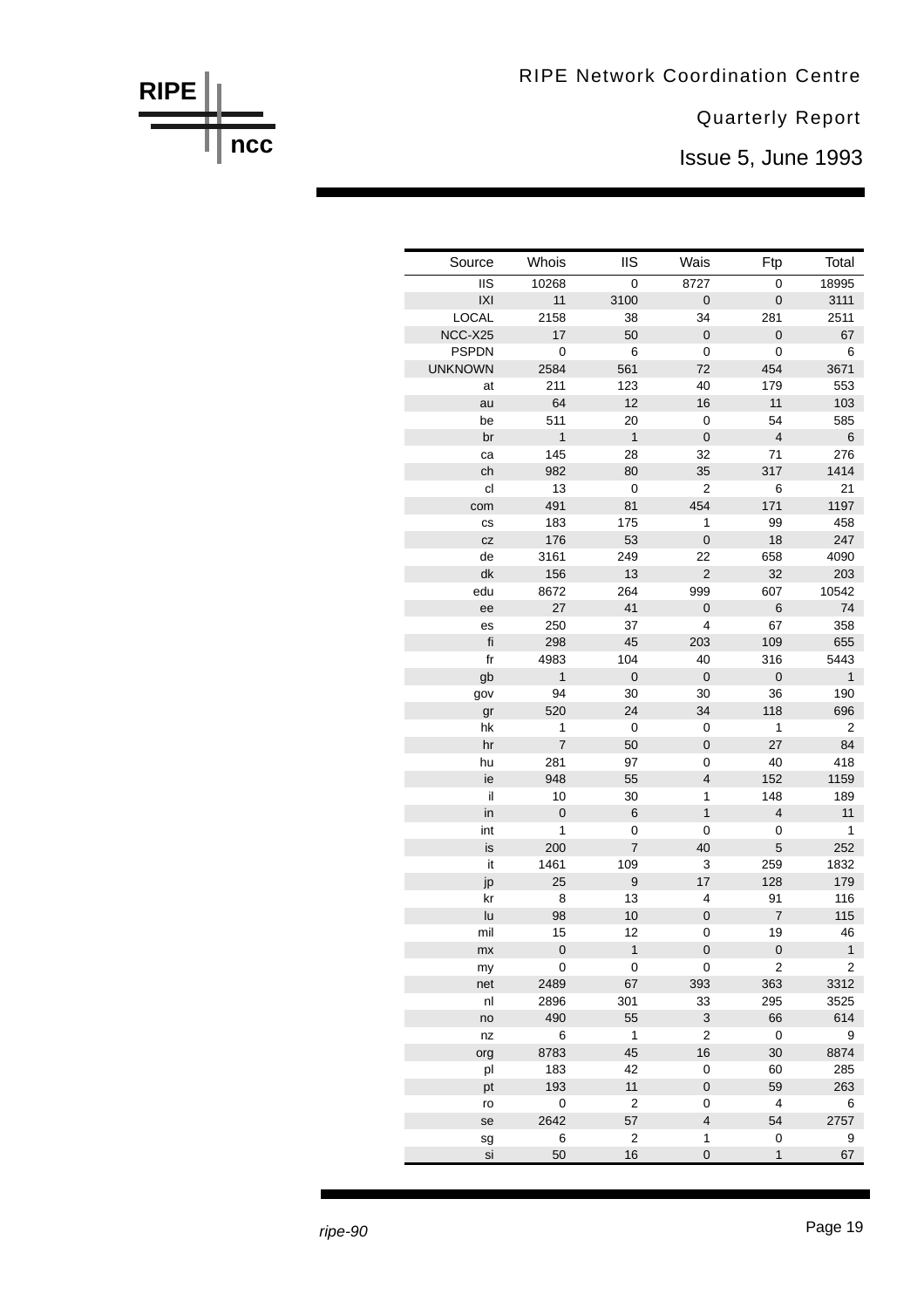| Source | Whois | IIS | Wais | Ftp | Total |
|---|---|---|---|---|---|
| IIS | 10268 | 0 | 8727 | 0 | 18995 |
| IXI | 11 | 3100 | 0 | 0 | 3111 |
| LOCAL | 2158 | 38 | 34 | 281 | 2511 |
| NCC-X25 | 17 | 50 | 0 | 0 | 67 |
| PSPDN | 0 | 6 | 0 | 0 | 6 |
| UNKNOWN | 2584 | 561 | 72 | 454 | 3671 |
| at | 211 | 123 | 40 | 179 | 553 |
| au | 64 | 12 | 16 | 11 | 103 |
| be | 511 | 20 | 0 | 54 | 585 |
| br | 1 | 1 | 0 | 4 | 6 |
| ca | 145 | 28 | 32 | 71 | 276 |
| ch | 982 | 80 | 35 | 317 | 1414 |
| cl | 13 | 0 | 2 | 6 | 21 |
| com | 491 | 81 | 454 | 171 | 1197 |
| cs | 183 | 175 | 1 | 99 | 458 |
| cz | 176 | 53 | 0 | 18 | 247 |
| de | 3161 | 249 | 22 | 658 | 4090 |
| dk | 156 | 13 | 2 | 32 | 203 |
| edu | 8672 | 264 | 999 | 607 | 10542 |
| ee | 27 | 41 | 0 | 6 | 74 |
| es | 250 | 37 | 4 | 67 | 358 |
| fi | 298 | 45 | 203 | 109 | 655 |
| fr | 4983 | 104 | 40 | 316 | 5443 |
| gb | 1 | 0 | 0 | 0 | 1 |
| gov | 94 | 30 | 30 | 36 | 190 |
| gr | 520 | 24 | 34 | 118 | 696 |
| hk | 1 | 0 | 0 | 1 | 2 |
| hr | 7 | 50 | 0 | 27 | 84 |
| hu | 281 | 97 | 0 | 40 | 418 |
| ie | 948 | 55 | 4 | 152 | 1159 |
| il | 10 | 30 | 1 | 148 | 189 |
| in | 0 | 6 | 1 | 4 | 11 |
| int | 1 | 0 | 0 | 0 | 1 |
| is | 200 | 7 | 40 | 5 | 252 |
| it | 1461 | 109 | 3 | 259 | 1832 |
| jp | 25 | 9 | 17 | 128 | 179 |
| kr | 8 | 13 | 4 | 91 | 116 |
| lu | 98 | 10 | 0 | 7 | 115 |
| mil | 15 | 12 | 0 | 19 | 46 |
| mx | 0 | 1 | 0 | 0 | 1 |
| my | 0 | 0 | 0 | 2 | 2 |
| net | 2489 | 67 | 393 | 363 | 3312 |
| nl | 2896 | 301 | 33 | 295 | 3525 |
| no | 490 | 55 | 3 | 66 | 614 |
| nz | 6 | 1 | 2 | 0 | 9 |
| org | 8783 | 45 | 16 | 30 | 8874 |
| pl | 183 | 42 | 0 | 60 | 285 |
| pt | 193 | 11 | 0 | 59 | 263 |
| ro | 0 | 2 | 0 | 4 | 6 |
| se | 2642 | 57 | 4 | 54 | 2757 |
| sg | 6 | 2 | 1 | 0 | 9 |
| si | 50 | 16 | 0 | 1 | 67 |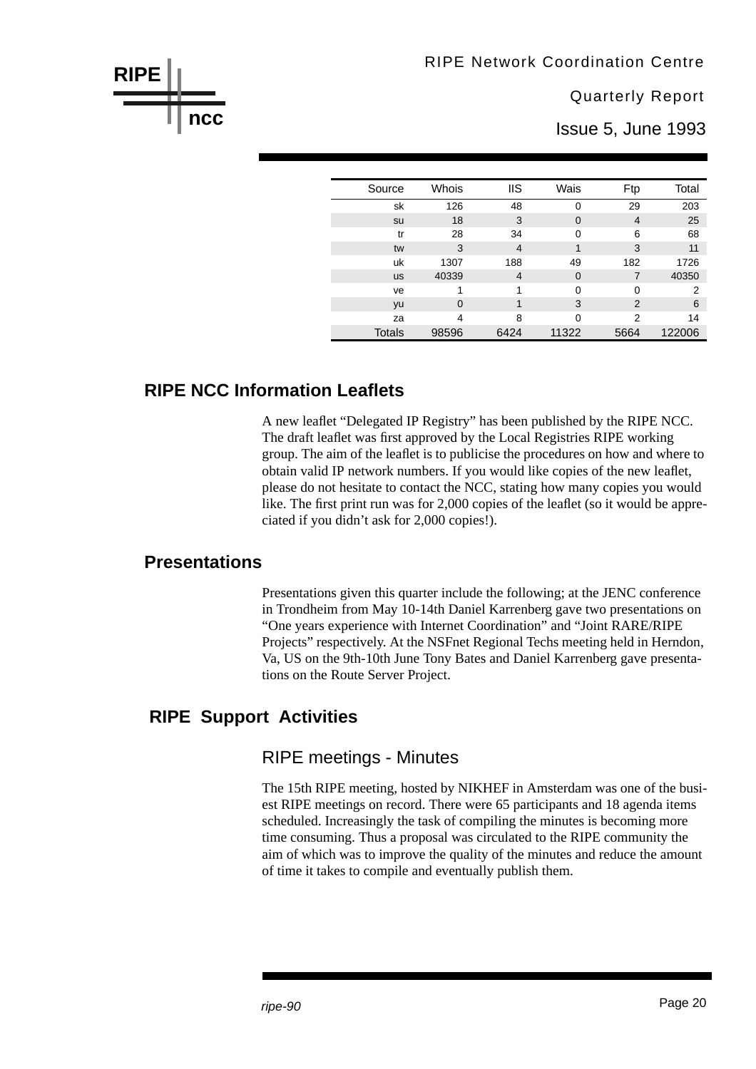| Source | Whois | IIS | Wais | Ftp | Total |
|---|---|---|---|---|---|
| sk | 126 | 48 | 0 | 29 | 203 |
| su | 18 | 3 | 0 | 4 | 25 |
| tr | 28 | 34 | 0 | 6 | 68 |
| tw | 3 | 4 | 1 | 3 | 11 |
| uk | 1307 | 188 | 49 | 182 | 1726 |
| us | 40339 | 4 | 0 | 7 | 40350 |
| ve | 1 | 1 | 0 | 0 | 2 |
| yu | 0 | 1 | 3 | 2 | 6 |
| za | 4 | 8 | 0 | 2 | 14 |
| Totals | 98596 | 6424 | 11322 | 5664 | 122006 |

## RIPE NCC Information Leaflets

A new leaflet “Delegated IP Registry” has been published by the RIPE NCC. The draft leaflet was first approved by the Local Registries RIPE working group. The aim of the leaflet is to publicise the procedures on how and where to obtain valid IP network numbers. If you would like copies of the new leaflet, please do not hesitate to contact the NCC, stating how many copies you would like. The first print run was for 2,000 copies of the leaflet (so it would be appreciated if you didn’t ask for 2,000 copies!).

## Presentations

Presentations given this quarter include the following; at the JENC conference in Trondheim from May 10-14th Daniel Karrenberg gave two presentations on “One years experience with Internet Coordination” and “Joint RARE/RIPE Projects” respectively. At the NSFnet Regional Techs meeting held in Herndon, Va, US on the 9th-10th June Tony Bates and Daniel Karrenberg gave presentations on the Route Server Project.

## RIPE Support Activities

### RIPE meetings - Minutes

The 15th RIPE meeting, hosted by NIKHEF in Amsterdam was one of the busiest RIPE meetings on record. There were 65 participants and 18 agenda items scheduled. Increasingly the task of compiling the minutes is becoming more time consuming. Thus a proposal was circulated to the RIPE community the aim of which was to improve the quality of the minutes and reduce the amount of time it takes to compile and eventually publish them.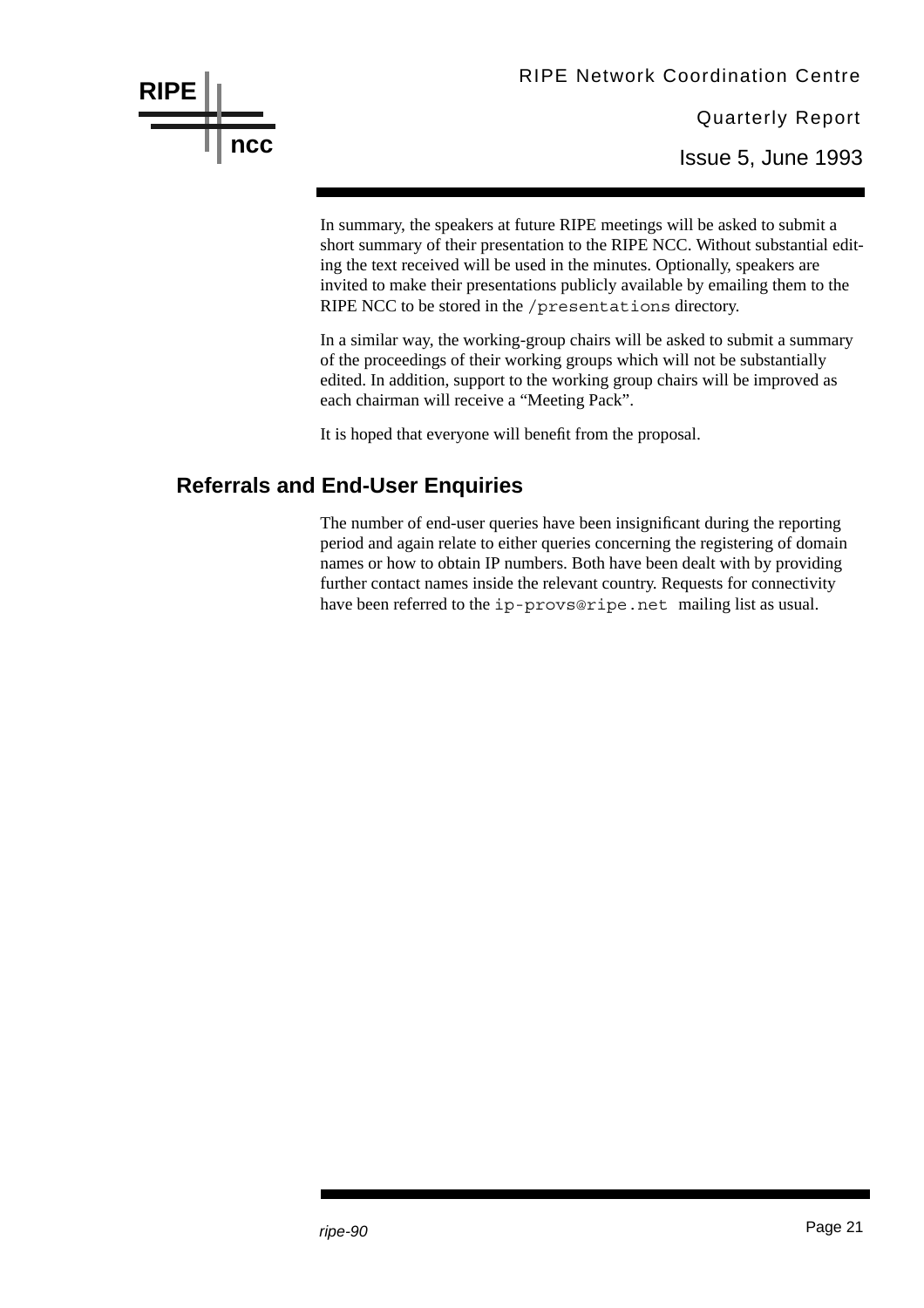In summary, the speakers at future RIPE meetings will be asked to submit a short summary of their presentation to the RIPE NCC. Without substantial editing the text received will be used in the minutes. Optionally, speakers are invited to make their presentations publicly available by emailing them to the RIPE NCC to be stored in the `/presentations` directory.

In a similar way, the working-group chairs will be asked to submit a summary of the proceedings of their working groups which will not be substantially edited. In addition, support to the working group chairs will be improved as each chairman will receive a "Meeting Pack".

It is hoped that everyone will benefit from the proposal.

## Referrals and End-User Enquiries

The number of end-user queries have been insignificant during the reporting period and again relate to either queries concerning the registering of domain names or how to obtain IP numbers. Both have been dealt with by providing further contact names inside the relevant country. Requests for connectivity have been referred to the `ip-provs@ripe.net` mailing list as usual.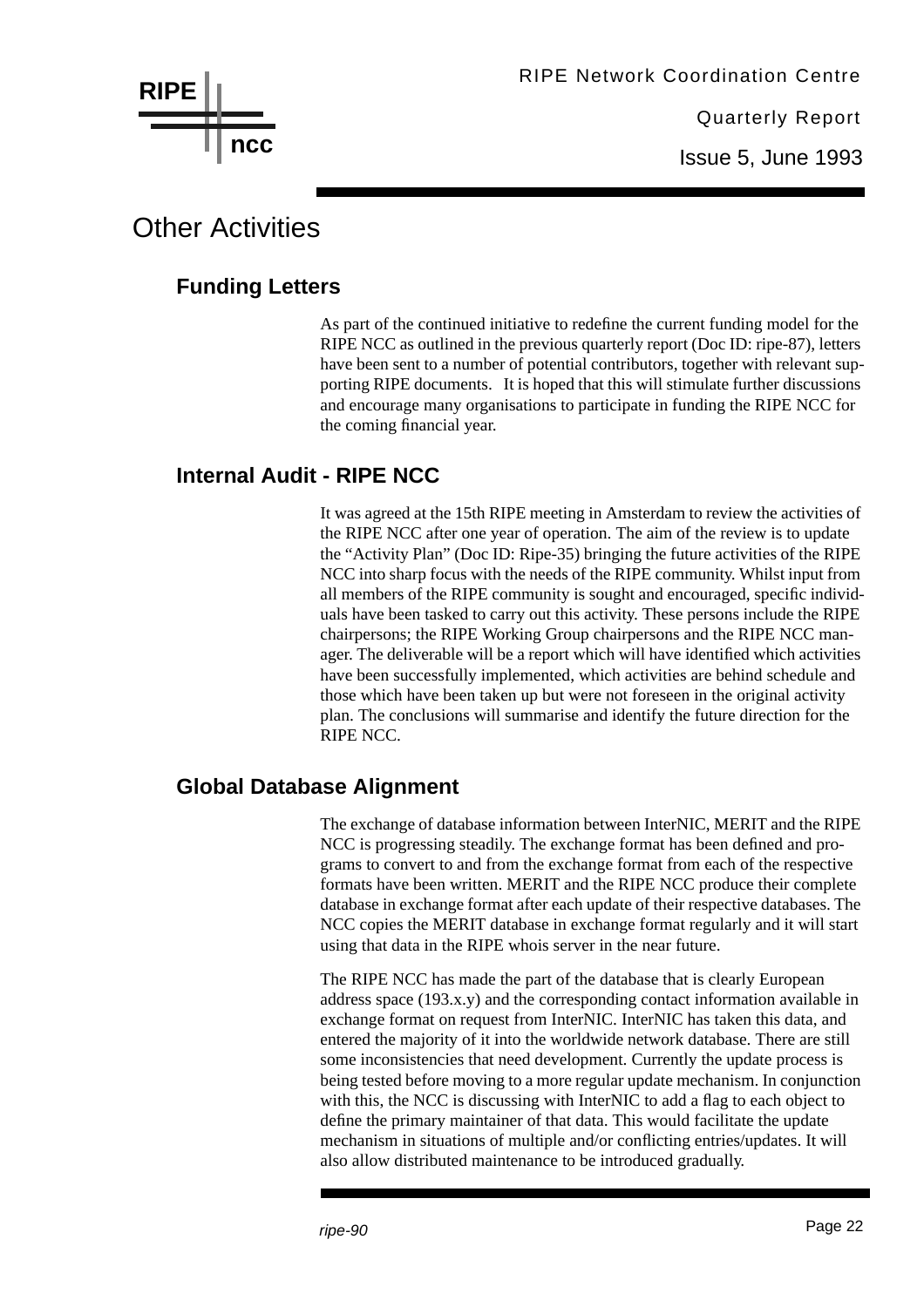# Other Activities

## Funding Letters

As part of the continued initiative to redefine the current funding model for the RIPE NCC as outlined in the previous quarterly report (Doc ID: ripe-87), letters have been sent to a number of potential contributors, together with relevant supporting RIPE documents. It is hoped that this will stimulate further discussions and encourage many organisations to participate in funding the RIPE NCC for the coming financial year.

## Internal Audit - RIPE NCC

It was agreed at the 15th RIPE meeting in Amsterdam to review the activities of the RIPE NCC after one year of operation. The aim of the review is to update the "Activity Plan" (Doc ID: Ripe-35) bringing the future activities of the RIPE NCC into sharp focus with the needs of the RIPE community. Whilst input from all members of the RIPE community is sought and encouraged, specific individuals have been tasked to carry out this activity. These persons include the RIPE chairpersons; the RIPE Working Group chairpersons and the RIPE NCC manager. The deliverable will be a report which will have identified which activities have been successfully implemented, which activities are behind schedule and those which have been taken up but were not foreseen in the original activity plan. The conclusions will summarise and identify the future direction for the RIPE NCC.

## Global Database Alignment

The exchange of database information between InterNIC, MERIT and the RIPE NCC is progressing steadily. The exchange format has been defined and programs to convert to and from the exchange format from each of the respective formats have been written. MERIT and the RIPE NCC produce their complete database in exchange format after each update of their respective databases. The NCC copies the MERIT database in exchange format regularly and it will start using that data in the RIPE whois server in the near future.

The RIPE NCC has made the part of the database that is clearly European address space (193.x.y) and the corresponding contact information available in exchange format on request from InterNIC. InterNIC has taken this data, and entered the majority of it into the worldwide network database. There are still some inconsistencies that need development. Currently the update process is being tested before moving to a more regular update mechanism. In conjunction with this, the NCC is discussing with InterNIC to add a flag to each object to define the primary maintainer of that data. This would facilitate the update mechanism in situations of multiple and/or conflicting entries/updates. It will also allow distributed maintenance to be introduced gradually.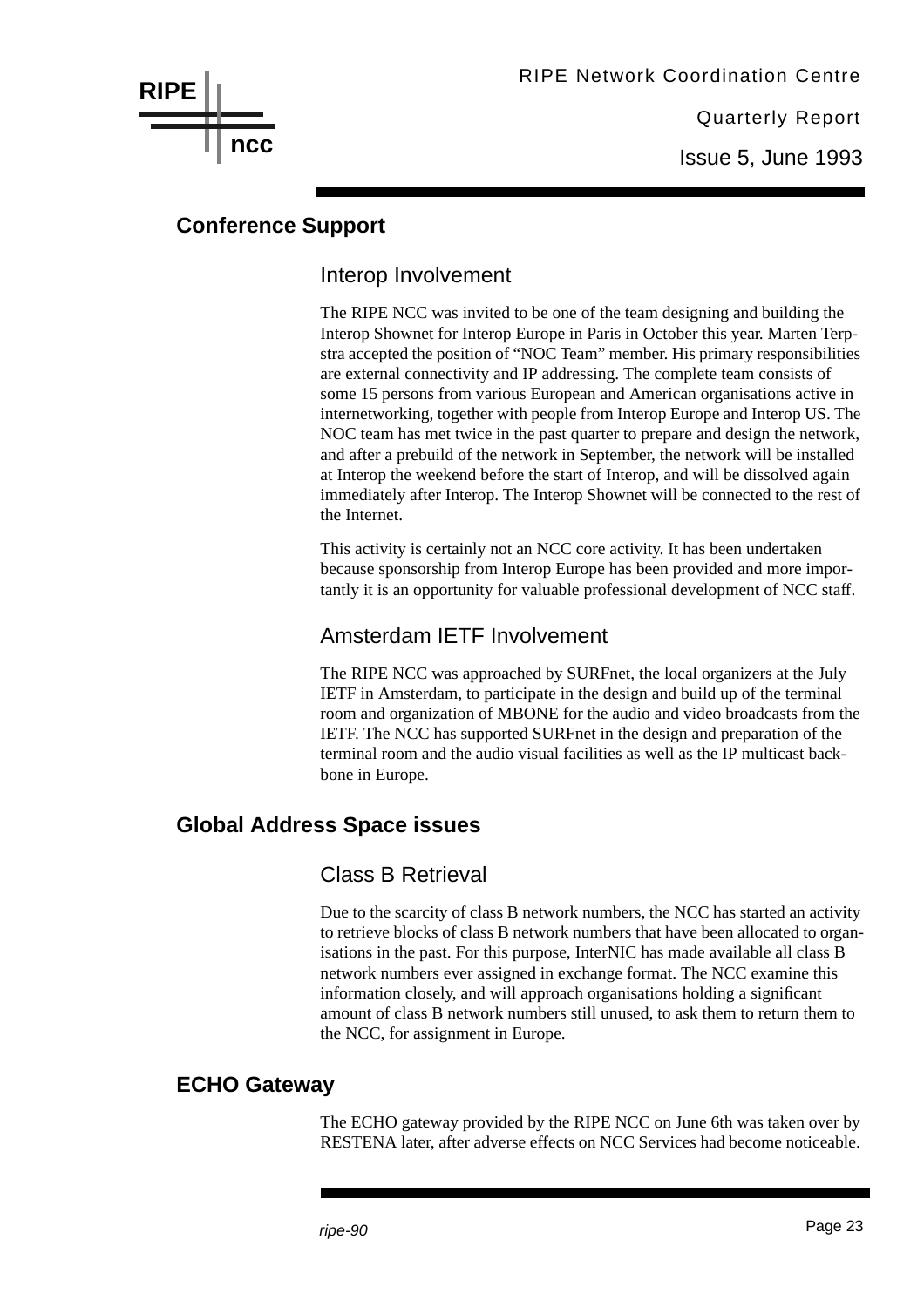## Conference Support

### Interop Involvement

The RIPE NCC was invited to be one of the team designing and building the Interop Shownet for Interop Europe in Paris in October this year. Marten Terpstra accepted the position of "NOC Team" member. His primary responsibilities are external connectivity and IP addressing. The complete team consists of some 15 persons from various European and American organisations active in internetworking, together with people from Interop Europe and Interop US. The NOC team has met twice in the past quarter to prepare and design the network, and after a prebuild of the network in September, the network will be installed at Interop the weekend before the start of Interop, and will be dissolved again immediately after Interop. The Interop Shownet will be connected to the rest of the Internet.

This activity is certainly not an NCC core activity. It has been undertaken because sponsorship from Interop Europe has been provided and more importantly it is an opportunity for valuable professional development of NCC staff.

### Amsterdam IETF Involvement

The RIPE NCC was approached by SURFnet, the local organizers at the July IETF in Amsterdam, to participate in the design and build up of the terminal room and organization of MBONE for the audio and video broadcasts from the IETF. The NCC has supported SURFnet in the design and preparation of the terminal room and the audio visual facilities as well as the IP multicast backbone in Europe.

## Global Address Space issues

### Class B Retrieval

Due to the scarcity of class B network numbers, the NCC has started an activity to retrieve blocks of class B network numbers that have been allocated to organisations in the past. For this purpose, InterNIC has made available all class B network numbers ever assigned in exchange format. The NCC examine this information closely, and will approach organisations holding a significant amount of class B network numbers still unused, to ask them to return them to the NCC, for assignment in Europe.

## ECHO Gateway

The ECHO gateway provided by the RIPE NCC on June 6th was taken over by RESTENA later, after adverse effects on NCC Services had become noticeable.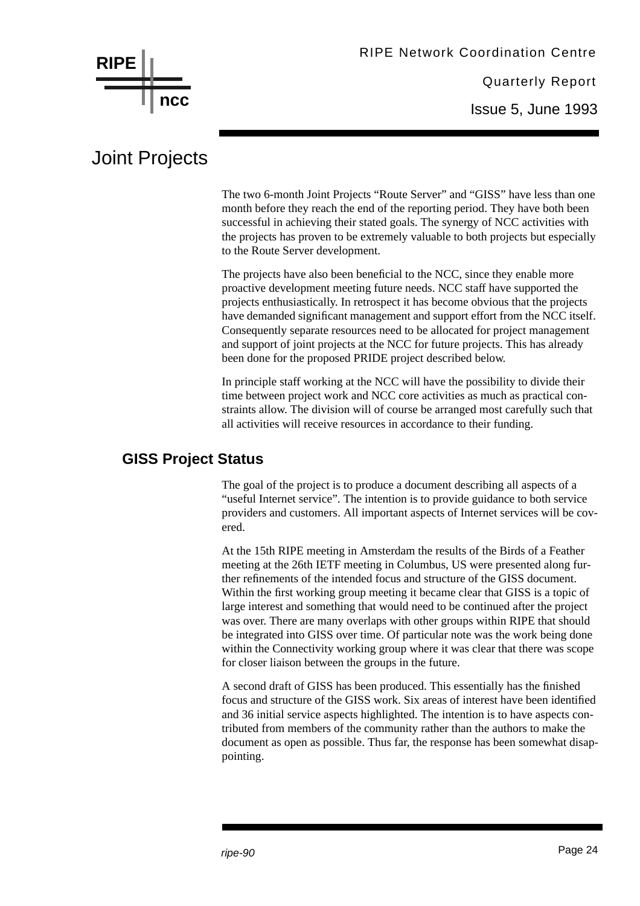# Joint Projects

The two 6-month Joint Projects “Route Server” and “GISS” have less than one month before they reach the end of the reporting period. They have both been successful in achieving their stated goals. The synergy of NCC activities with the projects has proven to be extremely valuable to both projects but especially to the Route Server development.

The projects have also been beneficial to the NCC, since they enable more proactive development meeting future needs. NCC staff have supported the projects enthusiastically. In retrospect it has become obvious that the projects have demanded significant management and support effort from the NCC itself. Consequently separate resources need to be allocated for project management and support of joint projects at the NCC for future projects. This has already been done for the proposed PRIDE project described below.

In principle staff working at the NCC will have the possibility to divide their time between project work and NCC core activities as much as practical constraints allow. The division will of course be arranged most carefully such that all activities will receive resources in accordance to their funding.

## GISS Project Status

The goal of the project is to produce a document describing all aspects of a “useful Internet service”. The intention is to provide guidance to both service providers and customers. All important aspects of Internet services will be covered.

At the 15th RIPE meeting in Amsterdam the results of the Birds of a Feather meeting at the 26th IETF meeting in Columbus, US were presented along further refinements of the intended focus and structure of the GISS document. Within the first working group meeting it became clear that GISS is a topic of large interest and something that would need to be continued after the project was over. There are many overlaps with other groups within RIPE that should be integrated into GISS over time. Of particular note was the work being done within the Connectivity working group where it was clear that there was scope for closer liaison between the groups in the future.

A second draft of GISS has been produced. This essentially has the finished focus and structure of the GISS work. Six areas of interest have been identified and 36 initial service aspects highlighted. The intention is to have aspects contributed from members of the community rather than the authors to make the document as open as possible. Thus far, the response has been somewhat disappointing.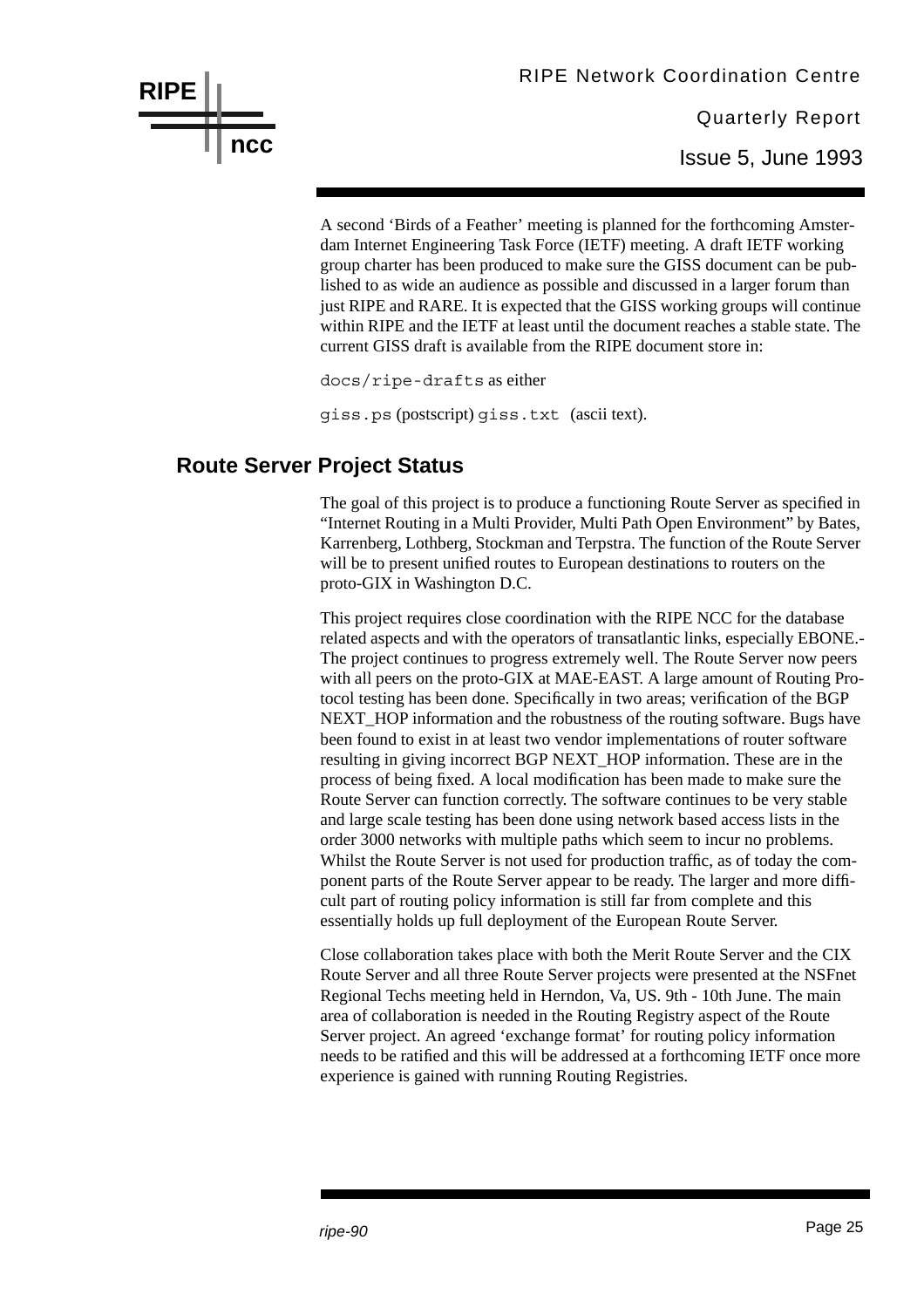A second 'Birds of a Feather' meeting is planned for the forthcoming Amsterdam Internet Engineering Task Force (IETF) meeting. A draft IETF working group charter has been produced to make sure the GISS document can be published to as wide an audience as possible and discussed in a larger forum than just RIPE and RARE. It is expected that the GISS working groups will continue within RIPE and the IETF at least until the document reaches a stable state. The current GISS draft is available from the RIPE document store in:

`docs/ripe-drafts` as either

`giss.ps` (postscript) `giss.txt` (ascii text).

## Route Server Project Status

The goal of this project is to produce a functioning Route Server as specified in "Internet Routing in a Multi Provider, Multi Path Open Environment" by Bates, Karrenberg, Lothberg, Stockman and Terpstra. The function of the Route Server will be to present unified routes to European destinations to routers on the proto-GIX in Washington D.C.

This project requires close coordination with the RIPE NCC for the database related aspects and with the operators of transatlantic links, especially EBONE.- The project continues to progress extremely well. The Route Server now peers with all peers on the proto-GIX at MAE-EAST. A large amount of Routing Protocol testing has been done. Specifically in two areas; verification of the BGP NEXT_HOP information and the robustness of the routing software. Bugs have been found to exist in at least two vendor implementations of router software resulting in giving incorrect BGP NEXT_HOP information. These are in the process of being fixed. A local modification has been made to make sure the Route Server can function correctly. The software continues to be very stable and large scale testing has been done using network based access lists in the order 3000 networks with multiple paths which seem to incur no problems. Whilst the Route Server is not used for production traffic, as of today the component parts of the Route Server appear to be ready. The larger and more difficult part of routing policy information is still far from complete and this essentially holds up full deployment of the European Route Server.

Close collaboration takes place with both the Merit Route Server and the CIX Route Server and all three Route Server projects were presented at the NSFnet Regional Techs meeting held in Herndon, Va, US. 9th - 10th June. The main area of collaboration is needed in the Routing Registry aspect of the Route Server project. An agreed 'exchange format' for routing policy information needs to be ratified and this will be addressed at a forthcoming IETF once more experience is gained with running Routing Registries.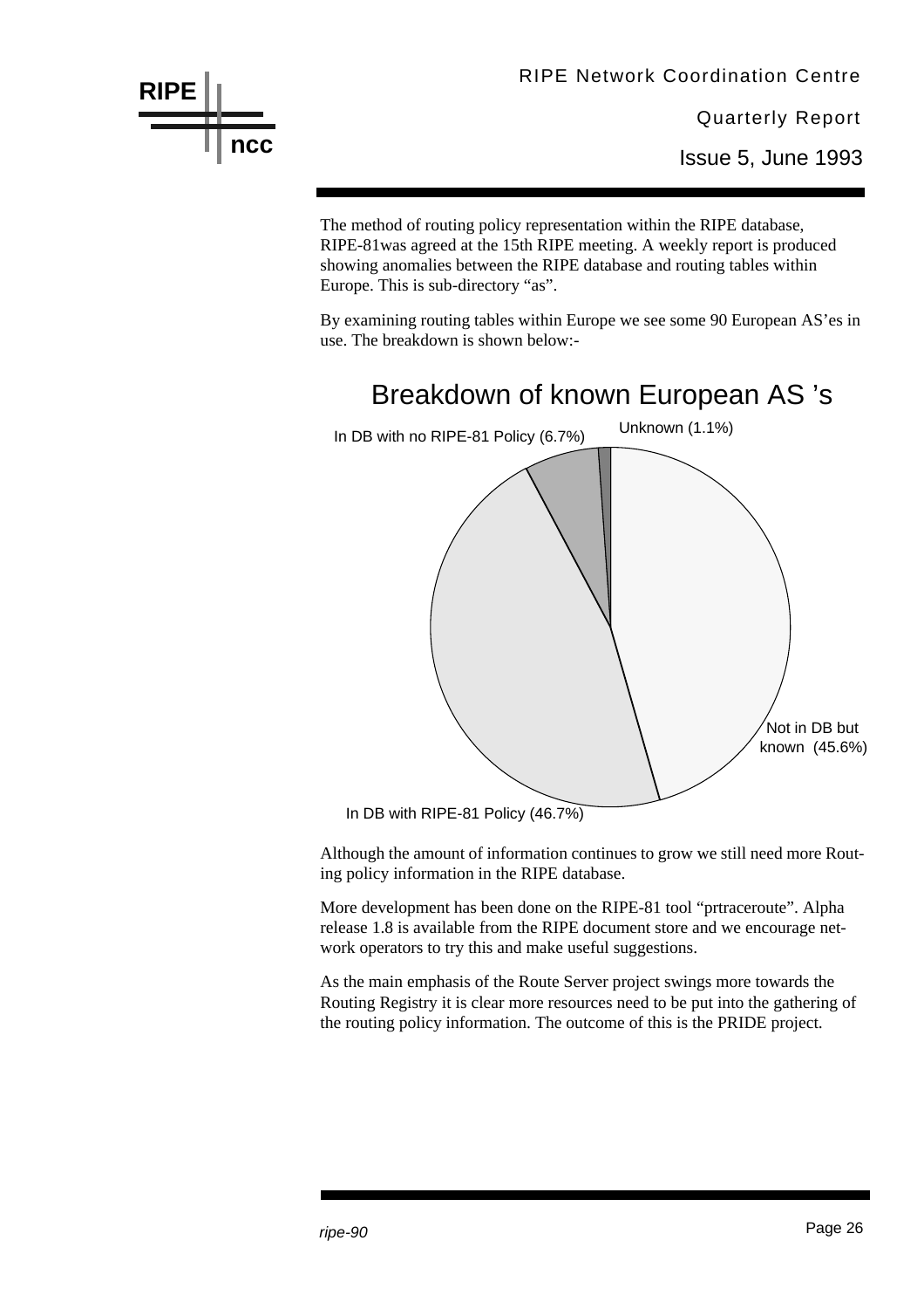The method of routing policy representation within the RIPE database, RIPE-81was agreed at the 15th RIPE meeting. A weekly report is produced showing anomalies between the RIPE database and routing tables within Europe. This is sub-directory “as”.

By examining routing tables within Europe we see some 90 European AS’es in use. The breakdown is shown below:-

Breakdown of known European AS ’s

In DB with no RIPE-81 Policy (6.7%)

Unknown (1.1%)

Not in DB but known (45.6%)

In DB with RIPE-81 Policy (46.7%)

Although the amount of information continues to grow we still need more Routing policy information in the RIPE database.

More development has been done on the RIPE-81 tool “prtraceroute”. Alpha release 1.8 is available from the RIPE document store and we encourage network operators to try this and make useful suggestions.

As the main emphasis of the Route Server project swings more towards the Routing Registry it is clear more resources need to be put into the gathering of the routing policy information. The outcome of this is the PRIDE project.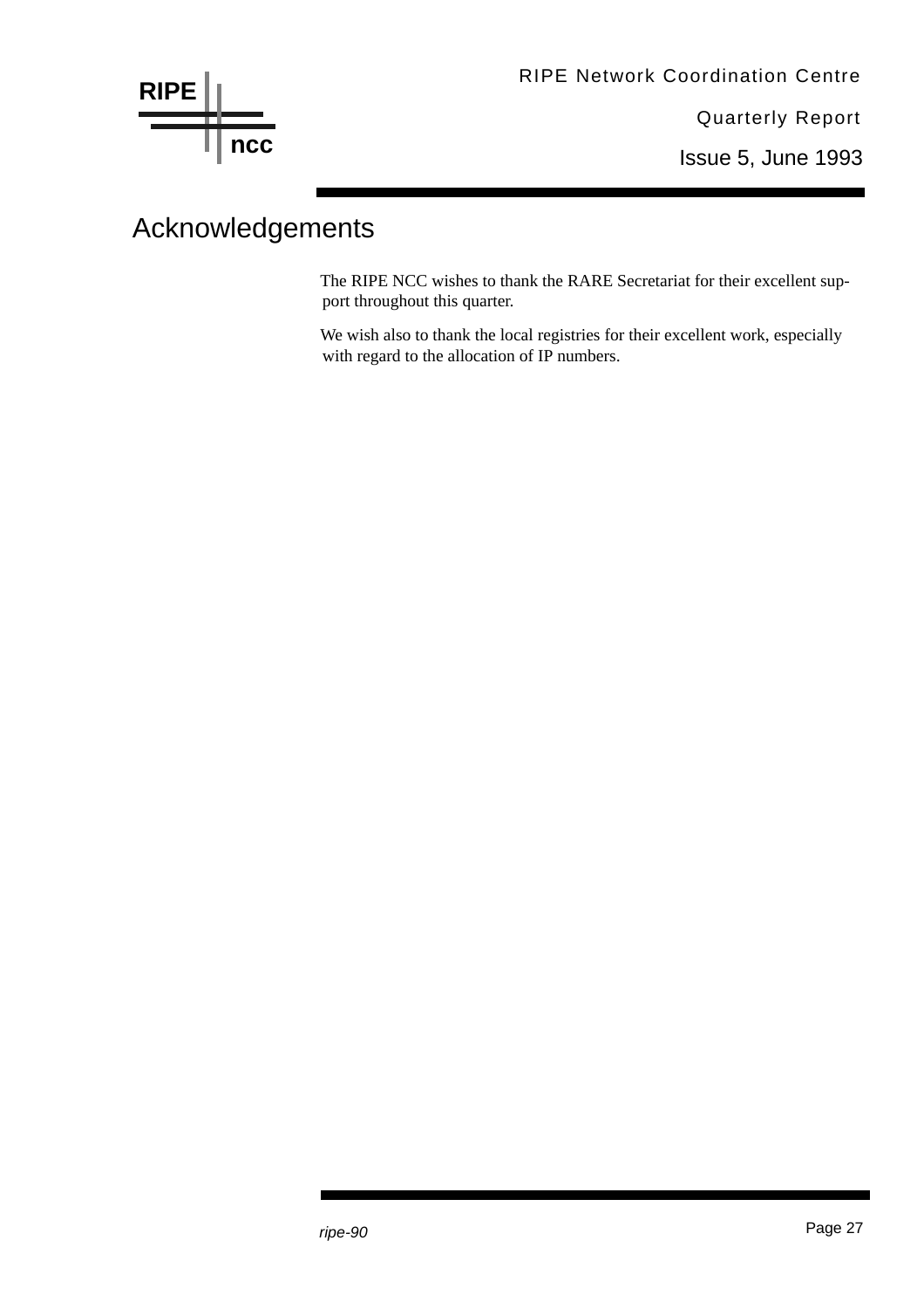# Acknowledgements

The RIPE NCC wishes to thank the RARE Secretariat for their excellent support throughout this quarter.

We wish also to thank the local registries for their excellent work, especially with regard to the allocation of IP numbers.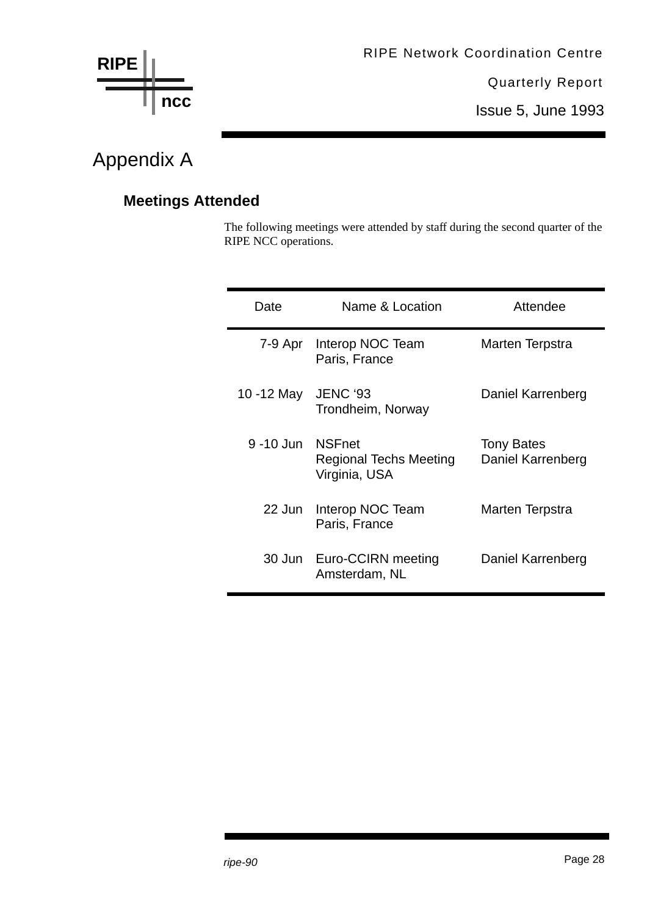# Appendix A

## Meetings Attended

The following meetings were attended by staff during the second quarter of the RIPE NCC operations.

| Date | Name & Location | Attendee |
|---|---|---|
| 7-9 Apr | Interop NOC Team<br>Paris, France | Marten Terpstra |
| 10 -12 May | JENC '93<br>Trondheim, Norway | Daniel Karrenberg |
| 9 -10 Jun | NSFnet<br>Regional Techs Meeting<br>Virginia, USA | Tony Bates<br>Daniel Karrenberg |
| 22 Jun | Interop NOC Team<br>Paris, France | Marten Terpstra |
| 30 Jun | Euro-CCIRN meeting<br>Amsterdam, NL | Daniel Karrenberg |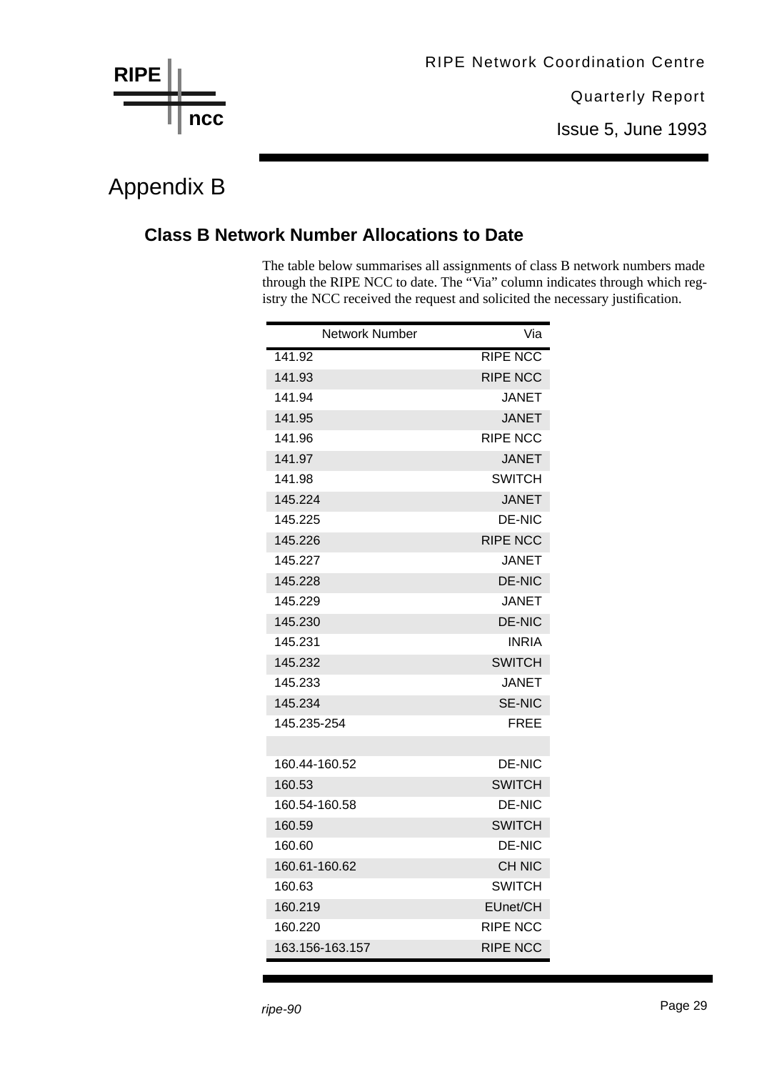# Appendix B

## Class B Network Number Allocations to Date

The table below summarises all assignments of class B network numbers made through the RIPE NCC to date. The “Via” column indicates through which registry the NCC received the request and solicited the necessary justification.

| Network Number | Via |
|---|---|
| 141.92 | RIPE NCC |
| 141.93 | RIPE NCC |
| 141.94 | JANET |
| 141.95 | JANET |
| 141.96 | RIPE NCC |
| 141.97 | JANET |
| 141.98 | SWITCH |
| 145.224 | JANET |
| 145.225 | DE-NIC |
| 145.226 | RIPE NCC |
| 145.227 | JANET |
| 145.228 | DE-NIC |
| 145.229 | JANET |
| 145.230 | DE-NIC |
| 145.231 | INRIA |
| 145.232 | SWITCH |
| 145.233 | JANET |
| 145.234 | SE-NIC |
| 145.235-254 | FREE |
| | |
| 160.44-160.52 | DE-NIC |
| 160.53 | SWITCH |
| 160.54-160.58 | DE-NIC |
| 160.59 | SWITCH |
| 160.60 | DE-NIC |
| 160.61-160.62 | CH NIC |
| 160.63 | SWITCH |
| 160.219 | EUnet/CH |
| 160.220 | RIPE NCC |
| 163.156-163.157 | RIPE NCC |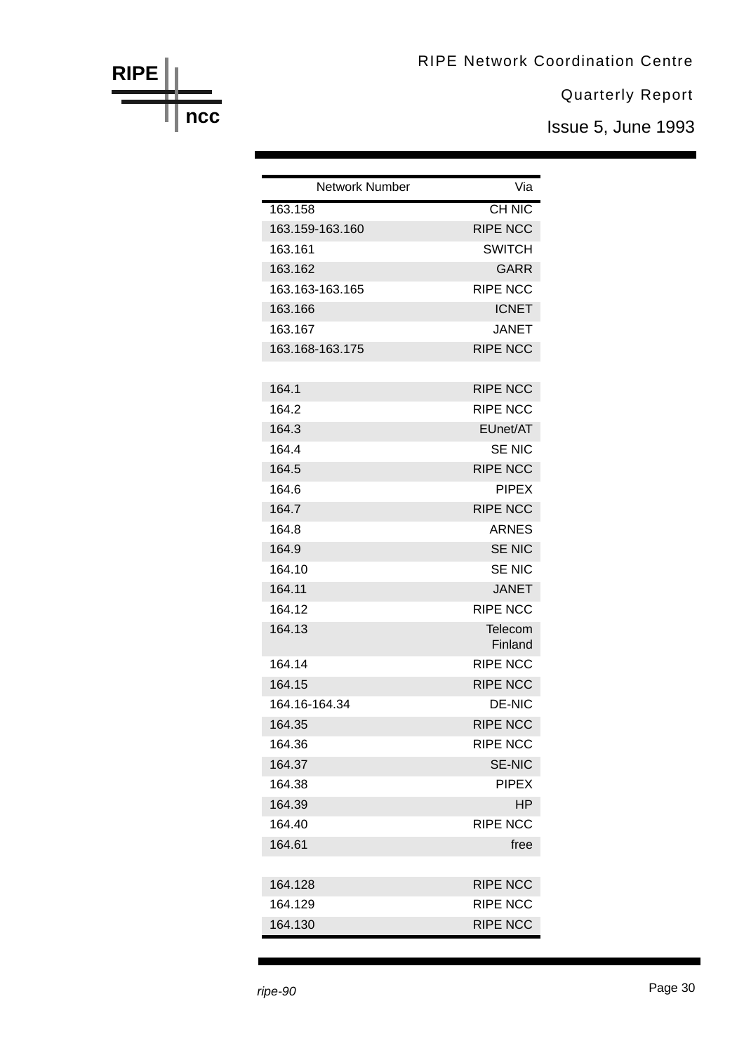| Network Number | Via |
|---|---|
| 163.158 | CH NIC |
| 163.159-163.160 | RIPE NCC |
| 163.161 | SWITCH |
| 163.162 | GARR |
| 163.163-163.165 | RIPE NCC |
| 163.166 | ICNET |
| 163.167 | JANET |
| 163.168-163.175 | RIPE NCC |
| | |
| 164.1 | RIPE NCC |
| 164.2 | RIPE NCC |
| 164.3 | EUnet/AT |
| 164.4 | SE NIC |
| 164.5 | RIPE NCC |
| 164.6 | PIPEX |
| 164.7 | RIPE NCC |
| 164.8 | ARNES |
| 164.9 | SE NIC |
| 164.10 | SE NIC |
| 164.11 | JANET |
| 164.12 | RIPE NCC |
| 164.13 | Telecom Finland |
| 164.14 | RIPE NCC |
| 164.15 | RIPE NCC |
| 164.16-164.34 | DE-NIC |
| 164.35 | RIPE NCC |
| 164.36 | RIPE NCC |
| 164.37 | SE-NIC |
| 164.38 | PIPEX |
| 164.39 | HP |
| 164.40 | RIPE NCC |
| 164.61 | free |
| | |
| 164.128 | RIPE NCC |
| 164.129 | RIPE NCC |
| 164.130 | RIPE NCC |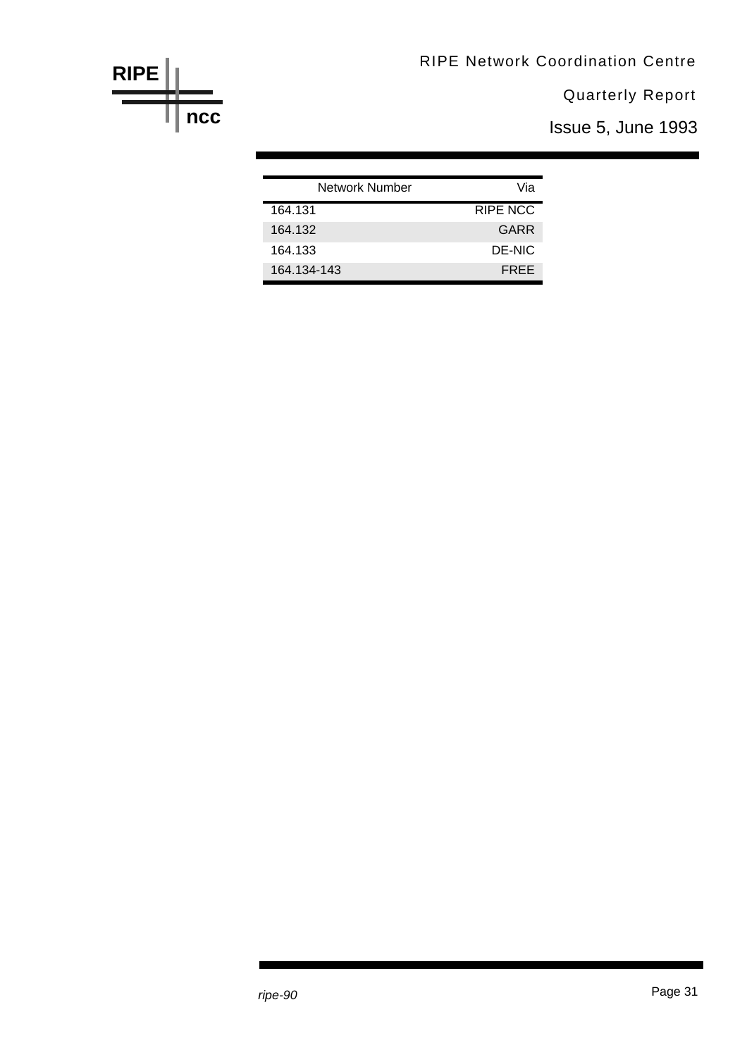| Network Number | Via |
|---|---|
| 164.131 | RIPE NCC |
| 164.132 | GARR |
| 164.133 | DE-NIC |
| 164.134-143 | FREE |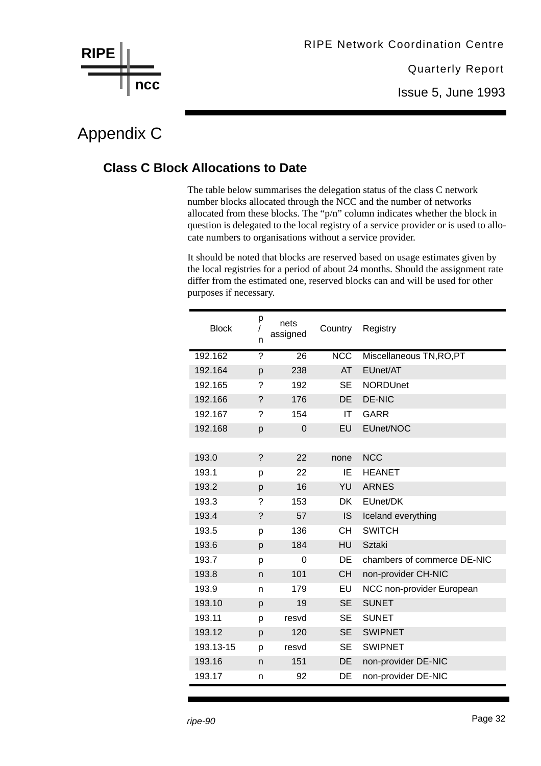# Appendix C

## Class C Block Allocations to Date

The table below summarises the delegation status of the class C network number blocks allocated through the NCC and the number of networks allocated from these blocks. The "p/n" column indicates whether the block in question is delegated to the local registry of a service provider or is used to allocate numbers to organisations without a service provider.

It should be noted that blocks are reserved based on usage estimates given by the local registries for a period of about 24 months. Should the assignment rate differ from the estimated one, reserved blocks can and will be used for other purposes if necessary.

| Block | p/n | nets assigned | Country | Registry |
|---|---|---|---|---|
| 192.162 | ? | 26 | NCC | Miscellaneous TN,RO,PT |
| 192.164 | p | 238 | AT | EUnet/AT |
| 192.165 | ? | 192 | SE | NORDUnet |
| 192.166 | ? | 176 | DE | DE-NIC |
| 192.167 | ? | 154 | IT | GARR |
| 192.168 | p | 0 | EU | EUnet/NOC |
| | | | | |
| 193.0 | ? | 22 | none | NCC |
| 193.1 | p | 22 | IE | HEANET |
| 193.2 | p | 16 | YU | ARNES |
| 193.3 | ? | 153 | DK | EUnet/DK |
| 193.4 | ? | 57 | IS | Iceland everything |
| 193.5 | p | 136 | CH | SWITCH |
| 193.6 | p | 184 | HU | Sztaki |
| 193.7 | p | 0 | DE | chambers of commerce DE-NIC |
| 193.8 | n | 101 | CH | non-provider CH-NIC |
| 193.9 | n | 179 | EU | NCC non-provider European |
| 193.10 | p | 19 | SE | SUNET |
| 193.11 | p | resvd | SE | SUNET |
| 193.12 | p | 120 | SE | SWIPNET |
| 193.13-15 | p | resvd | SE | SWIPNET |
| 193.16 | n | 151 | DE | non-provider DE-NIC |
| 193.17 | n | 92 | DE | non-provider DE-NIC |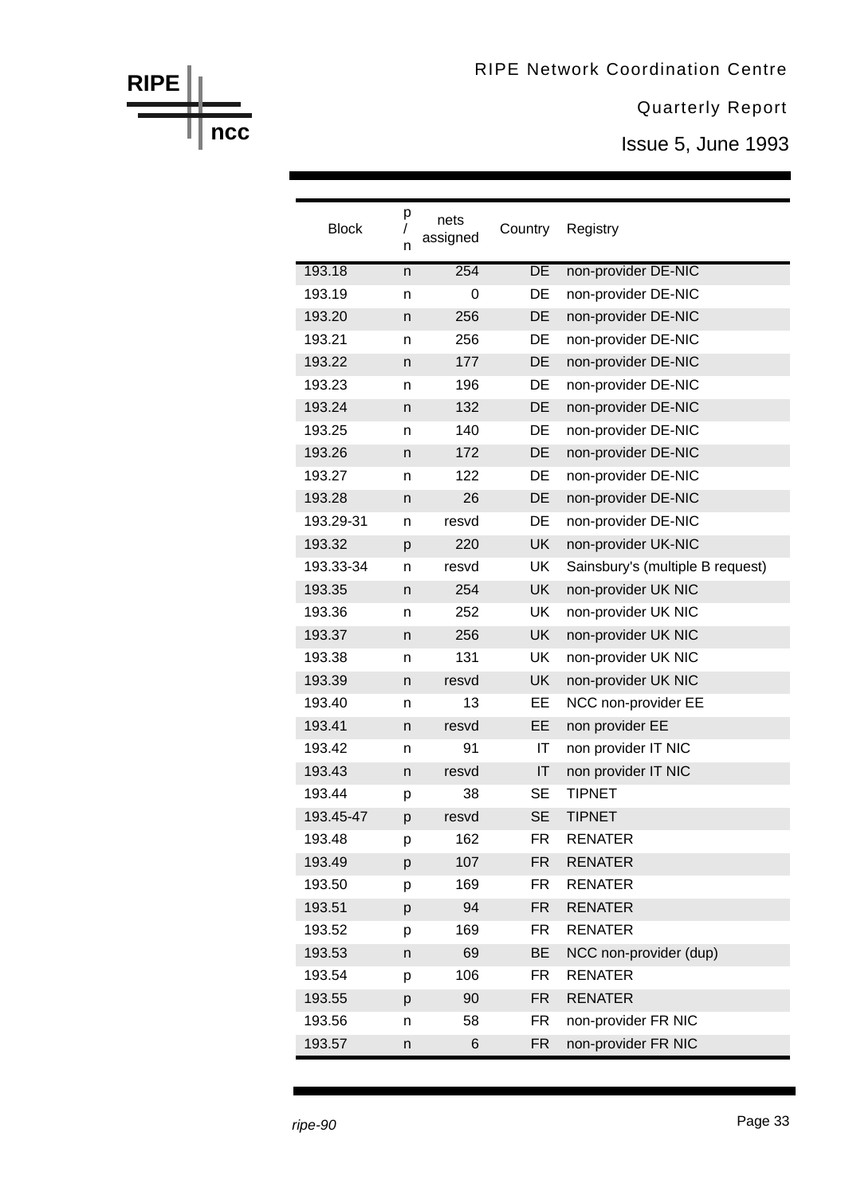| Block | p/n | nets assigned | Country | Registry |
|---|---|---|---|---|
| 193.18 | n | 254 | DE | non-provider DE-NIC |
| 193.19 | n | 0 | DE | non-provider DE-NIC |
| 193.20 | n | 256 | DE | non-provider DE-NIC |
| 193.21 | n | 256 | DE | non-provider DE-NIC |
| 193.22 | n | 177 | DE | non-provider DE-NIC |
| 193.23 | n | 196 | DE | non-provider DE-NIC |
| 193.24 | n | 132 | DE | non-provider DE-NIC |
| 193.25 | n | 140 | DE | non-provider DE-NIC |
| 193.26 | n | 172 | DE | non-provider DE-NIC |
| 193.27 | n | 122 | DE | non-provider DE-NIC |
| 193.28 | n | 26 | DE | non-provider DE-NIC |
| 193.29-31 | n | resvd | DE | non-provider DE-NIC |
| 193.32 | p | 220 | UK | non-provider UK-NIC |
| 193.33-34 | n | resvd | UK | Sainsbury's (multiple B request) |
| 193.35 | n | 254 | UK | non-provider UK NIC |
| 193.36 | n | 252 | UK | non-provider UK NIC |
| 193.37 | n | 256 | UK | non-provider UK NIC |
| 193.38 | n | 131 | UK | non-provider UK NIC |
| 193.39 | n | resvd | UK | non-provider UK NIC |
| 193.40 | n | 13 | EE | NCC non-provider EE |
| 193.41 | n | resvd | EE | non provider EE |
| 193.42 | n | 91 | IT | non provider IT NIC |
| 193.43 | n | resvd | IT | non provider IT NIC |
| 193.44 | p | 38 | SE | TIPNET |
| 193.45-47 | p | resvd | SE | TIPNET |
| 193.48 | p | 162 | FR | RENATER |
| 193.49 | p | 107 | FR | RENATER |
| 193.50 | p | 169 | FR | RENATER |
| 193.51 | p | 94 | FR | RENATER |
| 193.52 | p | 169 | FR | RENATER |
| 193.53 | n | 69 | BE | NCC non-provider (dup) |
| 193.54 | p | 106 | FR | RENATER |
| 193.55 | p | 90 | FR | RENATER |
| 193.56 | n | 58 | FR | non-provider FR NIC |
| 193.57 | n | 6 | FR | non-provider FR NIC |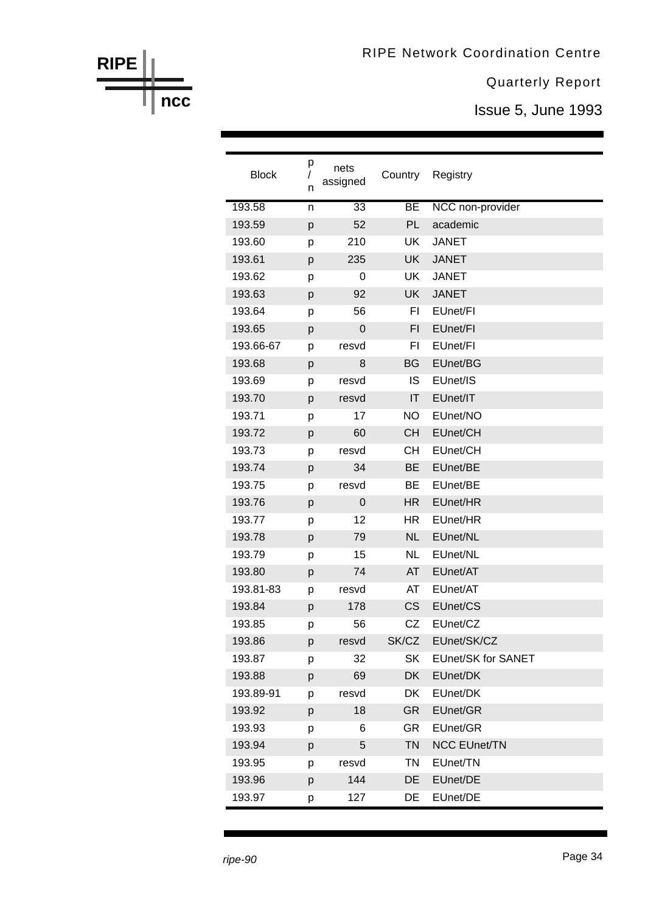| Block | p / n | nets assigned | Country | Registry |
|---|---|---|---|---|
| 193.58 | n | 33 | BE | NCC non-provider |
| 193.59 | p | 52 | PL | academic |
| 193.60 | p | 210 | UK | JANET |
| 193.61 | p | 235 | UK | JANET |
| 193.62 | p | 0 | UK | JANET |
| 193.63 | p | 92 | UK | JANET |
| 193.64 | p | 56 | FI | EUnet/FI |
| 193.65 | p | 0 | FI | EUnet/FI |
| 193.66-67 | p | resvd | FI | EUnet/FI |
| 193.68 | p | 8 | BG | EUnet/BG |
| 193.69 | p | resvd | IS | EUnet/IS |
| 193.70 | p | resvd | IT | EUnet/IT |
| 193.71 | p | 17 | NO | EUnet/NO |
| 193.72 | p | 60 | CH | EUnet/CH |
| 193.73 | p | resvd | CH | EUnet/CH |
| 193.74 | p | 34 | BE | EUnet/BE |
| 193.75 | p | resvd | BE | EUnet/BE |
| 193.76 | p | 0 | HR | EUnet/HR |
| 193.77 | p | 12 | HR | EUnet/HR |
| 193.78 | p | 79 | NL | EUnet/NL |
| 193.79 | p | 15 | NL | EUnet/NL |
| 193.80 | p | 74 | AT | EUnet/AT |
| 193.81-83 | p | resvd | AT | EUnet/AT |
| 193.84 | p | 178 | CS | EUnet/CS |
| 193.85 | p | 56 | CZ | EUnet/CZ |
| 193.86 | p | resvd | SK/CZ | EUnet/SK/CZ |
| 193.87 | p | 32 | SK | EUnet/SK for SANET |
| 193.88 | p | 69 | DK | EUnet/DK |
| 193.89-91 | p | resvd | DK | EUnet/DK |
| 193.92 | p | 18 | GR | EUnet/GR |
| 193.93 | p | 6 | GR | EUnet/GR |
| 193.94 | p | 5 | TN | NCC EUnet/TN |
| 193.95 | p | resvd | TN | EUnet/TN |
| 193.96 | p | 144 | DE | EUnet/DE |
| 193.97 | p | 127 | DE | EUnet/DE |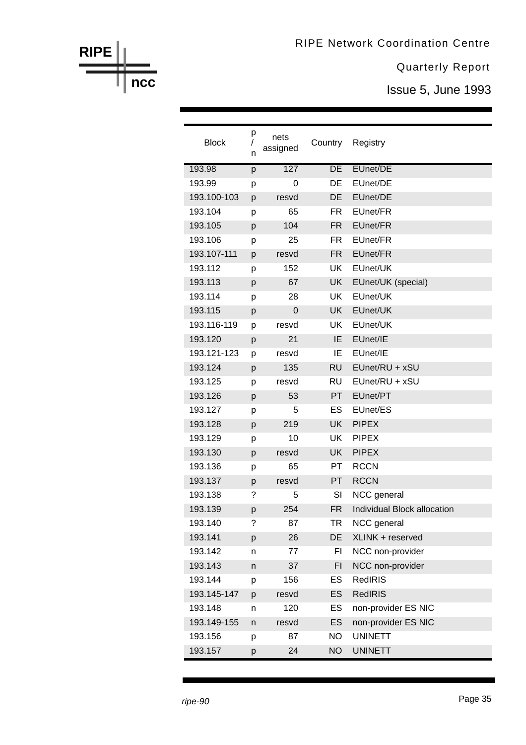| Block | p / n | nets assigned | Country | Registry |
|---|---|---|---|---|
| 193.98 | p | 127 | DE | EUnet/DE |
| 193.99 | p | 0 | DE | EUnet/DE |
| 193.100-103 | p | resvd | DE | EUnet/DE |
| 193.104 | p | 65 | FR | EUnet/FR |
| 193.105 | p | 104 | FR | EUnet/FR |
| 193.106 | p | 25 | FR | EUnet/FR |
| 193.107-111 | p | resvd | FR | EUnet/FR |
| 193.112 | p | 152 | UK | EUnet/UK |
| 193.113 | p | 67 | UK | EUnet/UK (special) |
| 193.114 | p | 28 | UK | EUnet/UK |
| 193.115 | p | 0 | UK | EUnet/UK |
| 193.116-119 | p | resvd | UK | EUnet/UK |
| 193.120 | p | 21 | IE | EUnet/IE |
| 193.121-123 | p | resvd | IE | EUnet/IE |
| 193.124 | p | 135 | RU | EUnet/RU + xSU |
| 193.125 | p | resvd | RU | EUnet/RU + xSU |
| 193.126 | p | 53 | PT | EUnet/PT |
| 193.127 | p | 5 | ES | EUnet/ES |
| 193.128 | p | 219 | UK | PIPEX |
| 193.129 | p | 10 | UK | PIPEX |
| 193.130 | p | resvd | UK | PIPEX |
| 193.136 | p | 65 | PT | RCCN |
| 193.137 | p | resvd | PT | RCCN |
| 193.138 | ? | 5 | SI | NCC general |
| 193.139 | p | 254 | FR | Individual Block allocation |
| 193.140 | ? | 87 | TR | NCC general |
| 193.141 | p | 26 | DE | XLINK + reserved |
| 193.142 | n | 77 | FI | NCC non-provider |
| 193.143 | n | 37 | FI | NCC non-provider |
| 193.144 | p | 156 | ES | RedIRIS |
| 193.145-147 | p | resvd | ES | RedIRIS |
| 193.148 | n | 120 | ES | non-provider ES NIC |
| 193.149-155 | n | resvd | ES | non-provider ES NIC |
| 193.156 | p | 87 | NO | UNINETT |
| 193.157 | p | 24 | NO | UNINETT |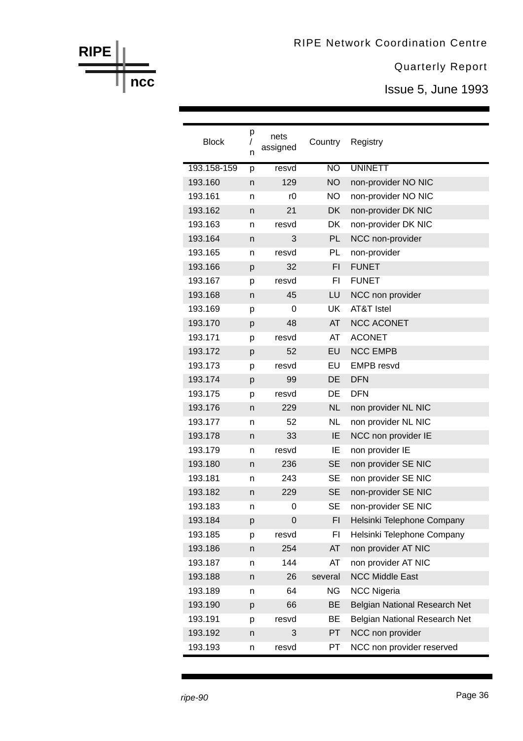| Block | p / n | nets assigned | Country | Registry |
|---|---|---|---|---|
| 193.158-159 | p | resvd | NO | UNINETT |
| 193.160 | n | 129 | NO | non-provider NO NIC |
| 193.161 | n | r0 | NO | non-provider NO NIC |
| 193.162 | n | 21 | DK | non-provider DK NIC |
| 193.163 | n | resvd | DK | non-provider DK NIC |
| 193.164 | n | 3 | PL | NCC non-provider |
| 193.165 | n | resvd | PL | non-provider |
| 193.166 | p | 32 | FI | FUNET |
| 193.167 | p | resvd | FI | FUNET |
| 193.168 | n | 45 | LU | NCC non provider |
| 193.169 | p | 0 | UK | AT&T Istel |
| 193.170 | p | 48 | AT | NCC ACONET |
| 193.171 | p | resvd | AT | ACONET |
| 193.172 | p | 52 | EU | NCC EMPB |
| 193.173 | p | resvd | EU | EMPB resvd |
| 193.174 | p | 99 | DE | DFN |
| 193.175 | p | resvd | DE | DFN |
| 193.176 | n | 229 | NL | non provider NL NIC |
| 193.177 | n | 52 | NL | non provider NL NIC |
| 193.178 | n | 33 | IE | NCC non provider IE |
| 193.179 | n | resvd | IE | non provider IE |
| 193.180 | n | 236 | SE | non provider SE NIC |
| 193.181 | n | 243 | SE | non provider SE NIC |
| 193.182 | n | 229 | SE | non-provider SE NIC |
| 193.183 | n | 0 | SE | non-provider SE NIC |
| 193.184 | p | 0 | FI | Helsinki Telephone Company |
| 193.185 | p | resvd | FI | Helsinki Telephone Company |
| 193.186 | n | 254 | AT | non provider AT NIC |
| 193.187 | n | 144 | AT | non provider AT NIC |
| 193.188 | n | 26 | several | NCC Middle East |
| 193.189 | n | 64 | NG | NCC Nigeria |
| 193.190 | p | 66 | BE | Belgian National Research Net |
| 193.191 | p | resvd | BE | Belgian National Research Net |
| 193.192 | n | 3 | PT | NCC non provider |
| 193.193 | n | resvd | PT | NCC non provider reserved |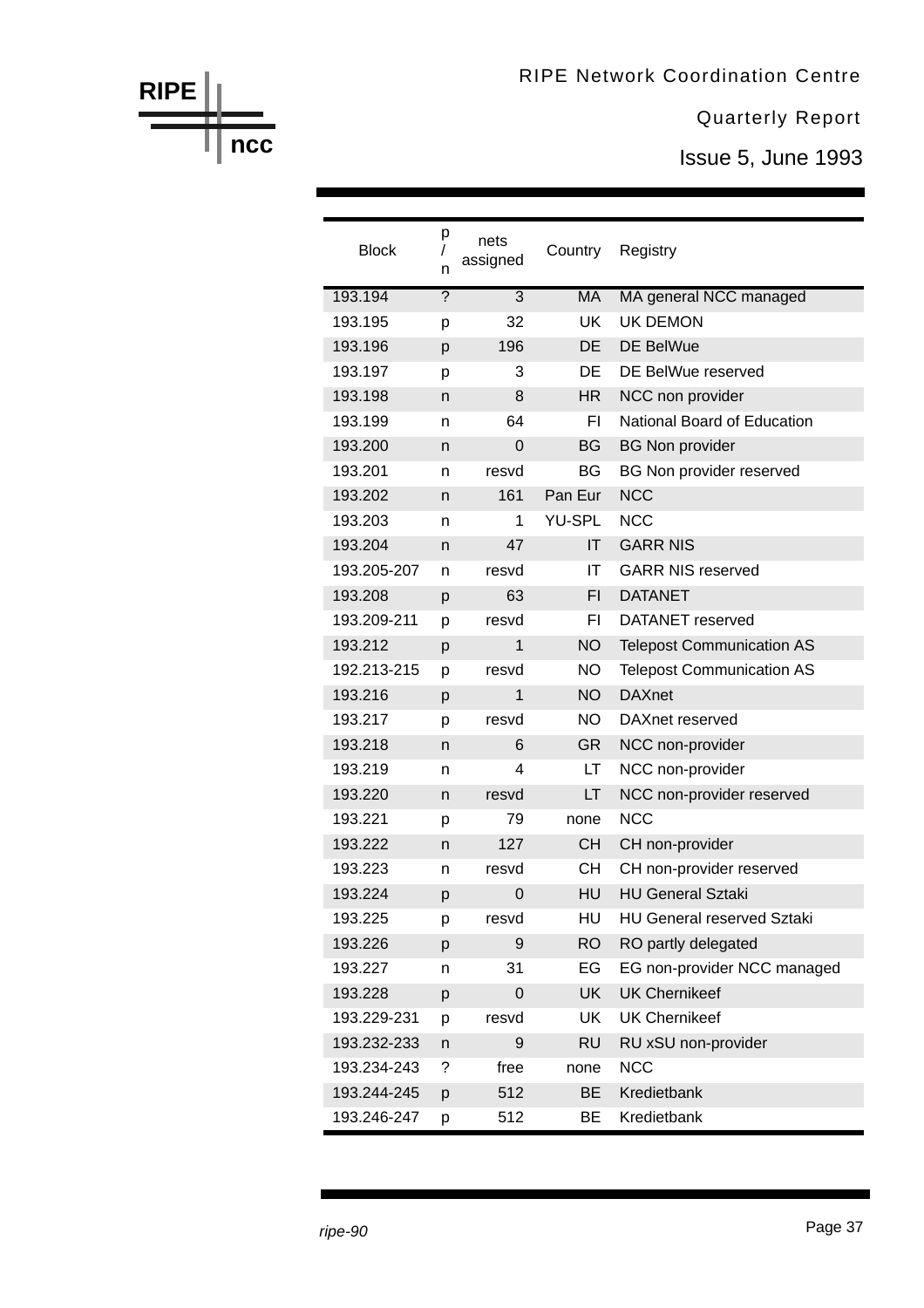| Block | p/n | nets assigned | Country | Registry |
|---|---|---|---|---|
| 193.194 | ? | 3 | MA | MA general NCC managed |
| 193.195 | p | 32 | UK | UK DEMON |
| 193.196 | p | 196 | DE | DE BelWue |
| 193.197 | p | 3 | DE | DE BelWue reserved |
| 193.198 | n | 8 | HR | NCC non provider |
| 193.199 | n | 64 | FI | National Board of Education |
| 193.200 | n | 0 | BG | BG Non provider |
| 193.201 | n | resvd | BG | BG Non provider reserved |
| 193.202 | n | 161 | Pan Eur | NCC |
| 193.203 | n | 1 | YU-SPL | NCC |
| 193.204 | n | 47 | IT | GARR NIS |
| 193.205-207 | n | resvd | IT | GARR NIS reserved |
| 193.208 | p | 63 | FI | DATANET |
| 193.209-211 | p | resvd | FI | DATANET reserved |
| 193.212 | p | 1 | NO | Telepost Communication AS |
| 192.213-215 | p | resvd | NO | Telepost Communication AS |
| 193.216 | p | 1 | NO | DAXnet |
| 193.217 | p | resvd | NO | DAXnet reserved |
| 193.218 | n | 6 | GR | NCC non-provider |
| 193.219 | n | 4 | LT | NCC non-provider |
| 193.220 | n | resvd | LT | NCC non-provider reserved |
| 193.221 | p | 79 | none | NCC |
| 193.222 | n | 127 | CH | CH non-provider |
| 193.223 | n | resvd | CH | CH non-provider reserved |
| 193.224 | p | 0 | HU | HU General Sztaki |
| 193.225 | p | resvd | HU | HU General reserved Sztaki |
| 193.226 | p | 9 | RO | RO partly delegated |
| 193.227 | n | 31 | EG | EG non-provider NCC managed |
| 193.228 | p | 0 | UK | UK Chernikeef |
| 193.229-231 | p | resvd | UK | UK Chernikeef |
| 193.232-233 | n | 9 | RU | RU xSU non-provider |
| 193.234-243 | ? | free | none | NCC |
| 193.244-245 | p | 512 | BE | Kredietbank |
| 193.246-247 | p | 512 | BE | Kredietbank |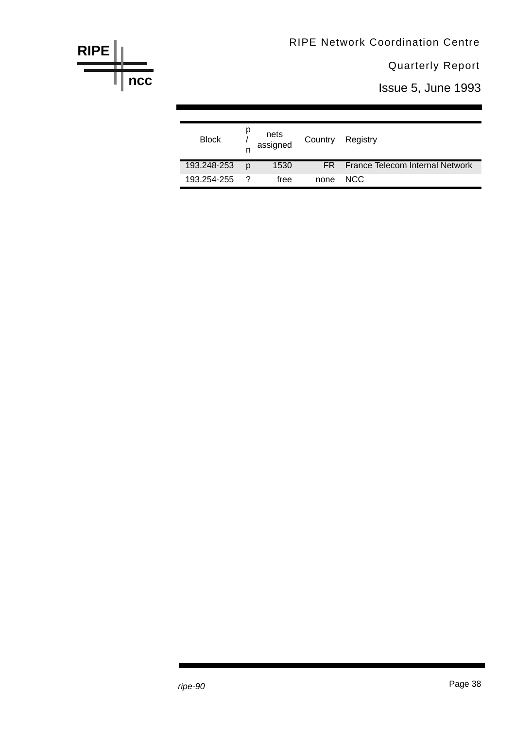| Block | p/n | nets assigned | Country | Registry |
|---|---|---|---|---|
| 193.248-253 | p | 1530 | FR | France Telecom Internal Network |
| 193.254-255 | ? | free | none | NCC |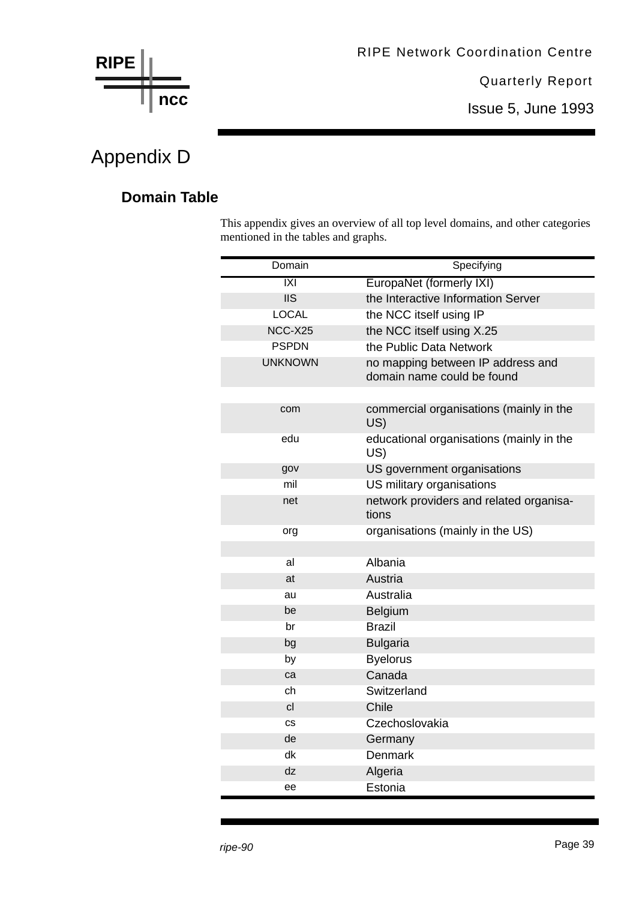# Appendix D

## Domain Table

This appendix gives an overview of all top level domains, and other categories mentioned in the tables and graphs.

| Domain | Specifying |
|---|---|
| IXI | EuropaNet (formerly IXI) |
| IIS | the Interactive Information Server |
| LOCAL | the NCC itself using IP |
| NCC-X25 | the NCC itself using X.25 |
| PSPDN | the Public Data Network |
| UNKNOWN | no mapping between IP address and domain name could be found |
| | |
| com | commercial organisations (mainly in the US) |
| edu | educational organisations (mainly in the US) |
| gov | US government organisations |
| mil | US military organisations |
| net | network providers and related organisa-tions |
| org | organisations (mainly in the US) |
| | |
| al | Albania |
| at | Austria |
| au | Australia |
| be | Belgium |
| br | Brazil |
| bg | Bulgaria |
| by | Byelorus |
| ca | Canada |
| ch | Switzerland |
| cl | Chile |
| cs | Czechoslovakia |
| de | Germany |
| dk | Denmark |
| dz | Algeria |
| ee | Estonia |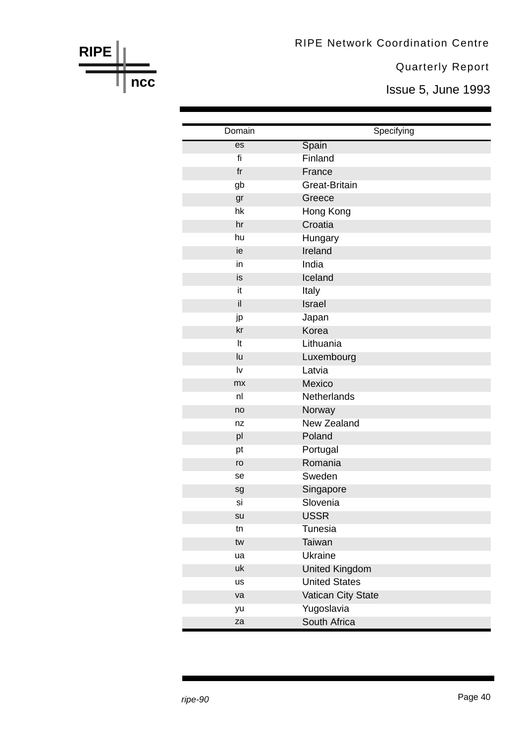| Domain | Specifying |
|---|---|
| es | Spain |
| fi | Finland |
| fr | France |
| gb | Great-Britain |
| gr | Greece |
| hk | Hong Kong |
| hr | Croatia |
| hu | Hungary |
| ie | Ireland |
| in | India |
| is | Iceland |
| it | Italy |
| il | Israel |
| jp | Japan |
| kr | Korea |
| lt | Lithuania |
| lu | Luxembourg |
| lv | Latvia |
| mx | Mexico |
| nl | Netherlands |
| no | Norway |
| nz | New Zealand |
| pl | Poland |
| pt | Portugal |
| ro | Romania |
| se | Sweden |
| sg | Singapore |
| si | Slovenia |
| su | USSR |
| tn | Tunesia |
| tw | Taiwan |
| ua | Ukraine |
| uk | United Kingdom |
| us | United States |
| va | Vatican City State |
| yu | Yugoslavia |
| za | South Africa |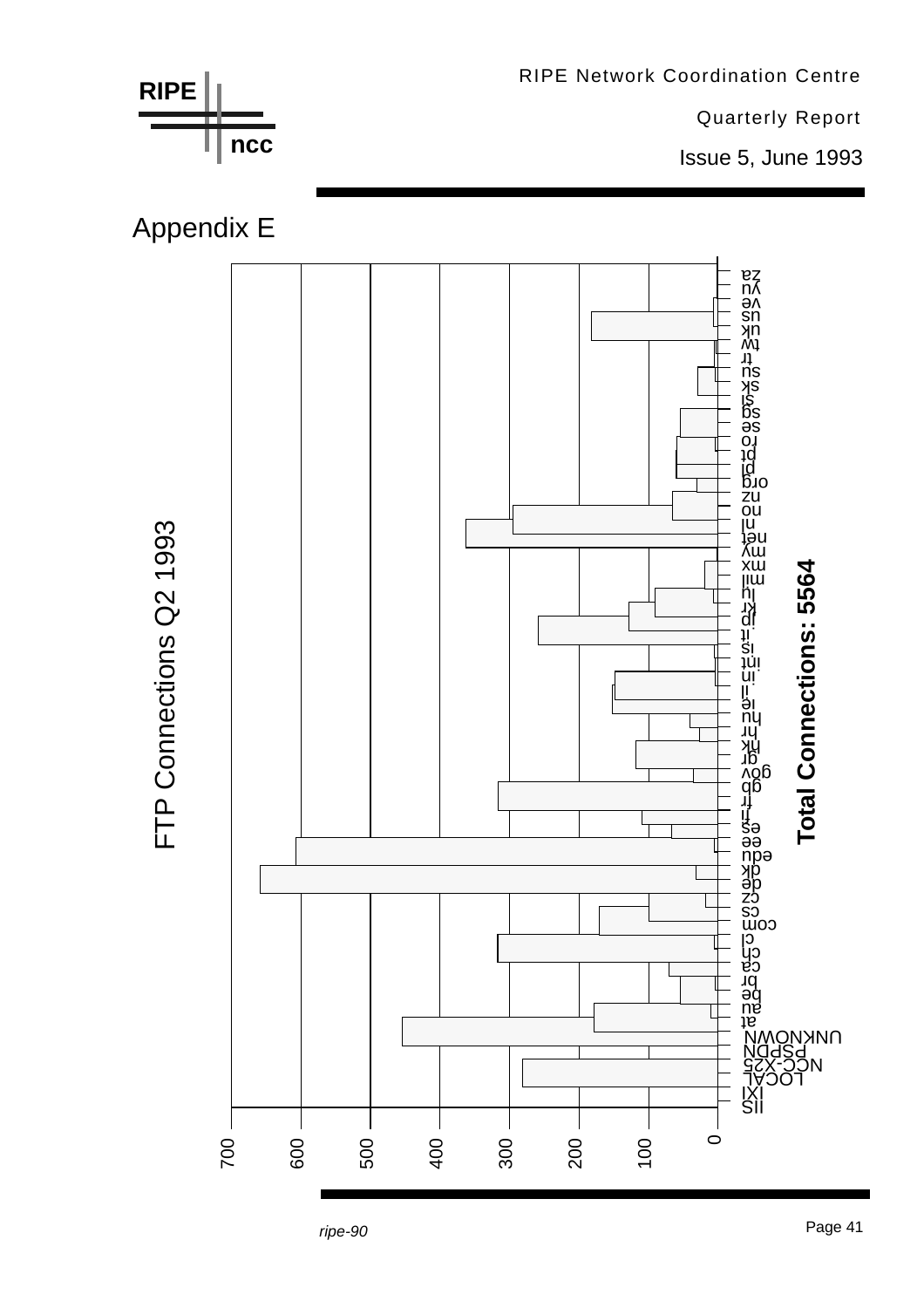# Appendix E

FTP Connections Q2 1993

Total Connections: 5564

| Domain | Connections (approx.) |
|---|---|
| IIS | 0 |
| IXI | 0 |
| LOCAL | 280 |
| NCC-X25 | 0 |
| PSPDN | 0 |
| UNKNOWN | 455 |
| at | 178 |
| au | 10 |
| be | 53 |
| br | 3 |
| ca | 70 |
| ch | 315 |
| cl | 5 |
| com | 170 |
| cs | 100 |
| cz | 18 |
| de | 655 |
| dk | 30 |
| edu | 5 |
| ee | 608 |
| es | 65 |
| fi | 108 |
| fr | 315 |
| gb | 0 |
| gov | 35 |
| gr | 118 |
| hk | 25 |
| hr | 40 |
| hu | 150 |
| ie | 148 |
| il | 145 |
| in | 5 |
| int | 3 |
| is | 5 |
| it | 255 |
| jp | 128 |
| kr | 90 |
| lu | 5 |
| mil | 18 |
| mx | 0 |
| my | 0 |
| net | 360 |
| nl | 293 |
| no | 65 |
| nz | 0 |
| org | 30 |
| pl | 58 |
| pt | 58 |
| ro | 5 |
| se | 53 |
| sg | 0 |
| si | 0 |
| sk | 28 |
| su | 3 |
| tr | 3 |
| tw | 0 |
| uk | 182 |
| us | 5 |
| ve | 0 |
| yu | 0 |
| za | 0 |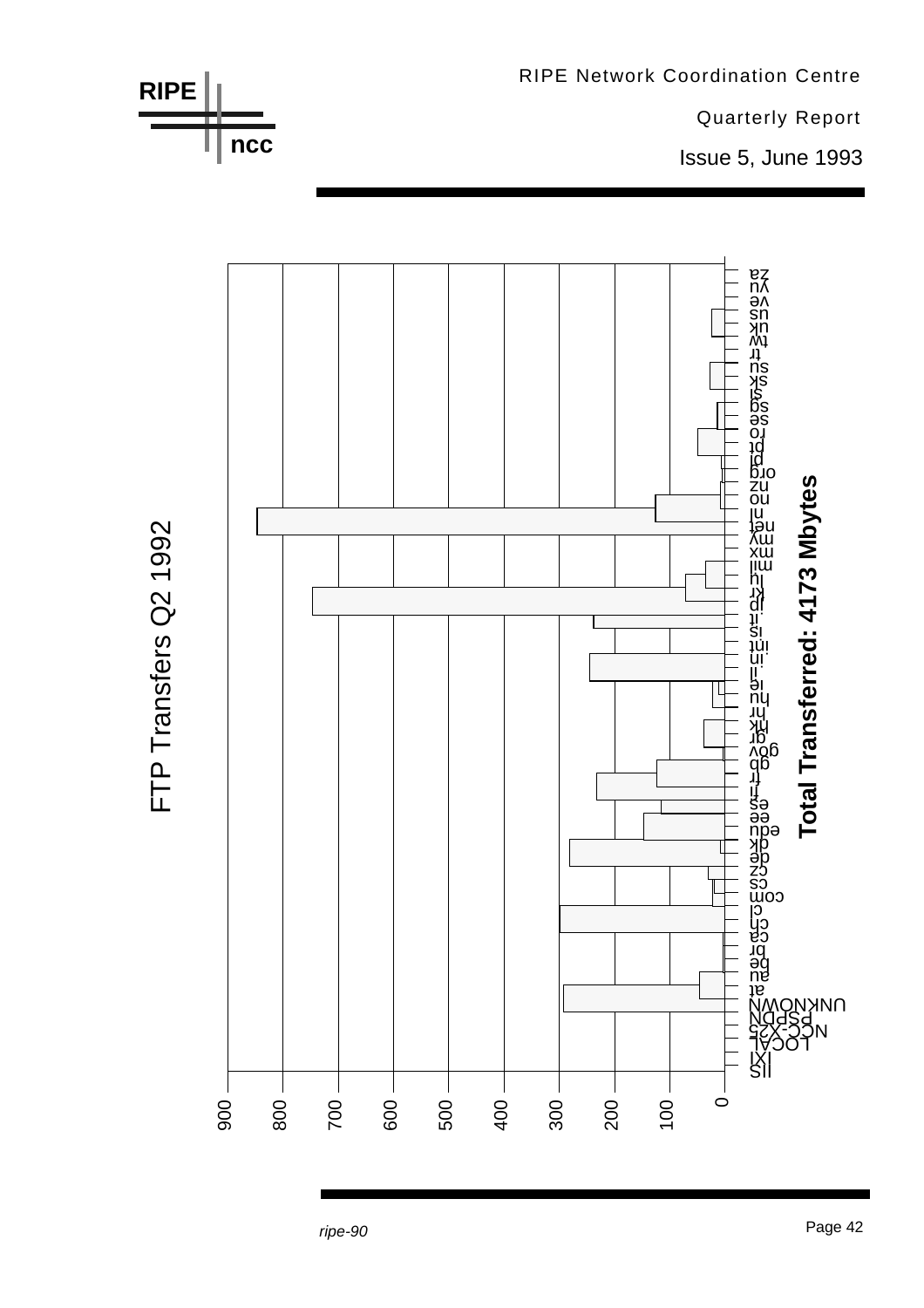# FTP Transfers Q2 1992

**Total Transferred: 4173 Mbytes**

Categories: IIS, IXI, LOCAL, NCC-X25, PSPDN, UNKNOWN, at, au, be, br, ca, ch, cl, com, cs, cz, de, dk, edu, ee, es, fi, fr, gb, gov, gr, hk, hr, hu, ie, il, in, int, is, it, jp, kr, lu, mil, mx, my, net, nl, no, nz, org, pl, pt, ro, se, sg, si, sk, su, th, tr, tw, uk, us, ve, yu, za

Axis: 0, 100, 200, 300, 400, 500, 600, 700, 800, 900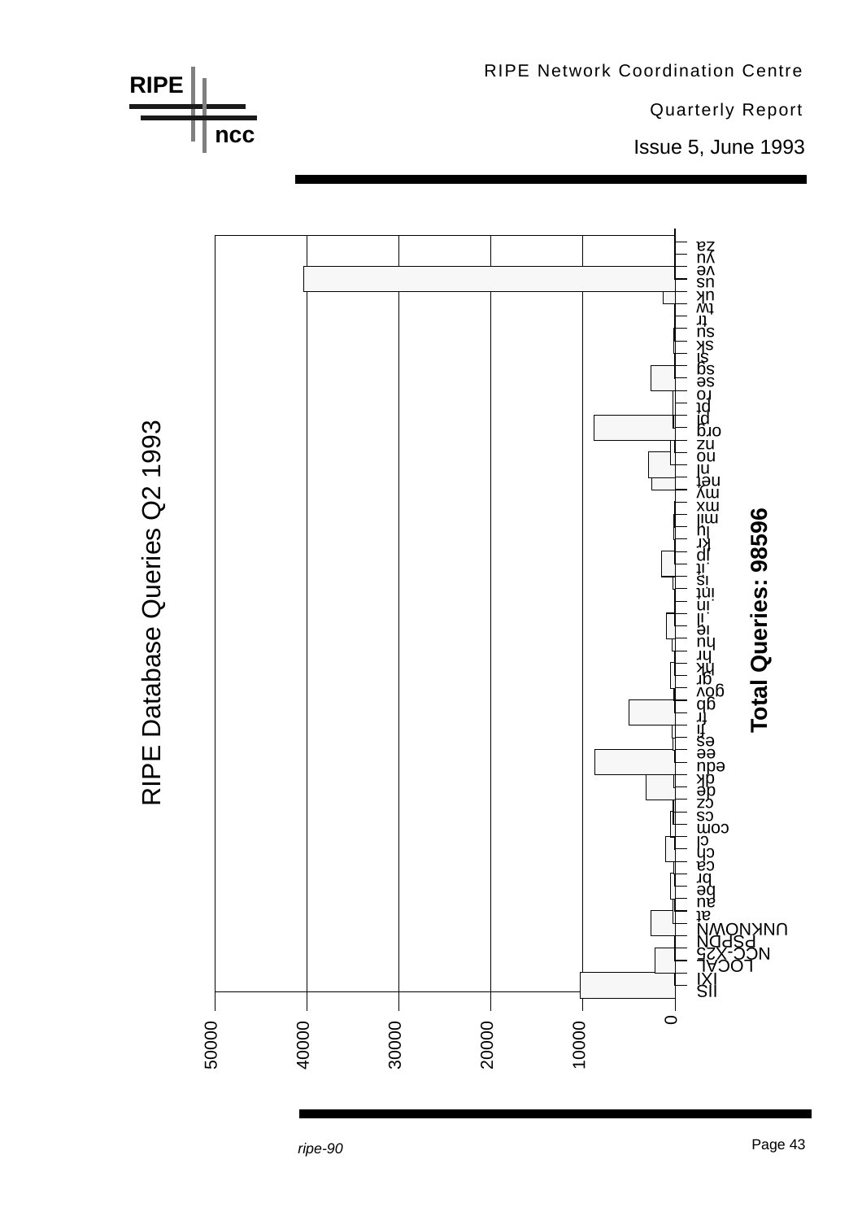# RIPE Database Queries Q2 1993

**Total Queries: 98596**

Axis: 0, 10000, 20000, 30000, 40000, 50000

Categories: IIS, IXI, LOCAL, NCC-X25, PSPDN, UNKNOWN, at, au, be, br, ca, ch, cl, com, cs, cz, de, dk, edu, ee, es, fi, fr, gb, gov, gr, hk, hr, hu, ie, il, in, int, is, it, jp, kr, lu, mil, mx, my, net, nl, no, nz, org, pl, pt, ro, se, sg, si, sk, su, tr, tw, uk, us, ve, yu, za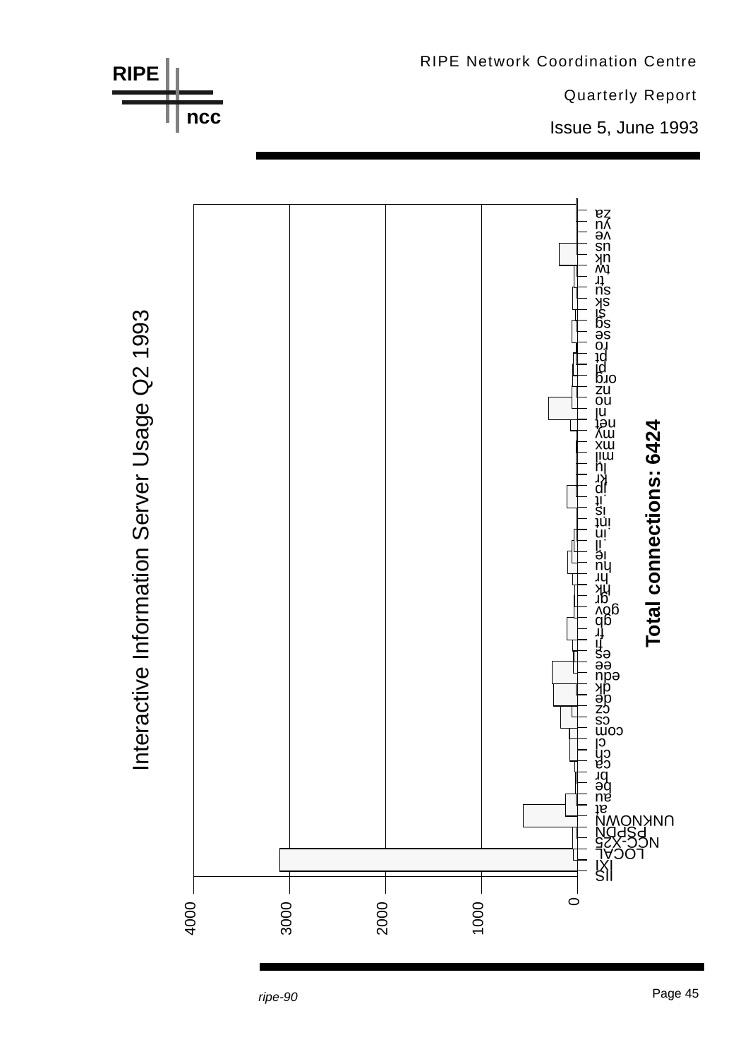# Interactive Information Server Usage Q2 1993

**Total connections: 6424**

Categories (bar chart, y-axis 0–4000): IIS, IXI, LOCAL, NCC-X25, PSPDN, UNKNOWN, at, au, be, br, ca, ch, cl, com, cs, cz, de, dk, edu, ee, es, fi, fr, gb, gov, gr, hk, hr, hu, ie, il, in, int, is, it, jp, kr, lu, mil, mx, my, net, nl, no, nz, org, pl, pt, ro, se, sg, si, sk, su, tr, tw, uk, us, ve, yu, za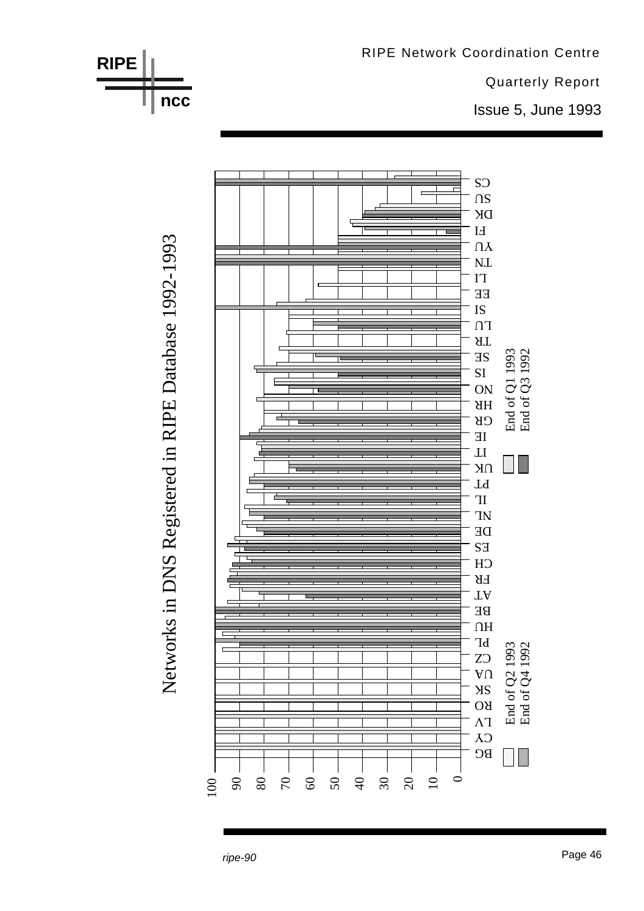# Networks in DNS Registered in RIPE Database 1992-1993

Legend: End of Q1 1993, End of Q3 1992, End of Q2 1993, End of Q4 1992

Countries: CS, SU, DK, FI, YU, TN, LI, EE, SI, LU, TR, SE, IS, NO, HR, GR, IE, IT, UK, PT, IL, NL, DE, ES, CH, FR, AT, BE, HU, PL, CZ, UA, SK, RO, LV, CY, BG

Axis: 0, 10, 20, 30, 40, 50, 60, 70, 80, 90, 100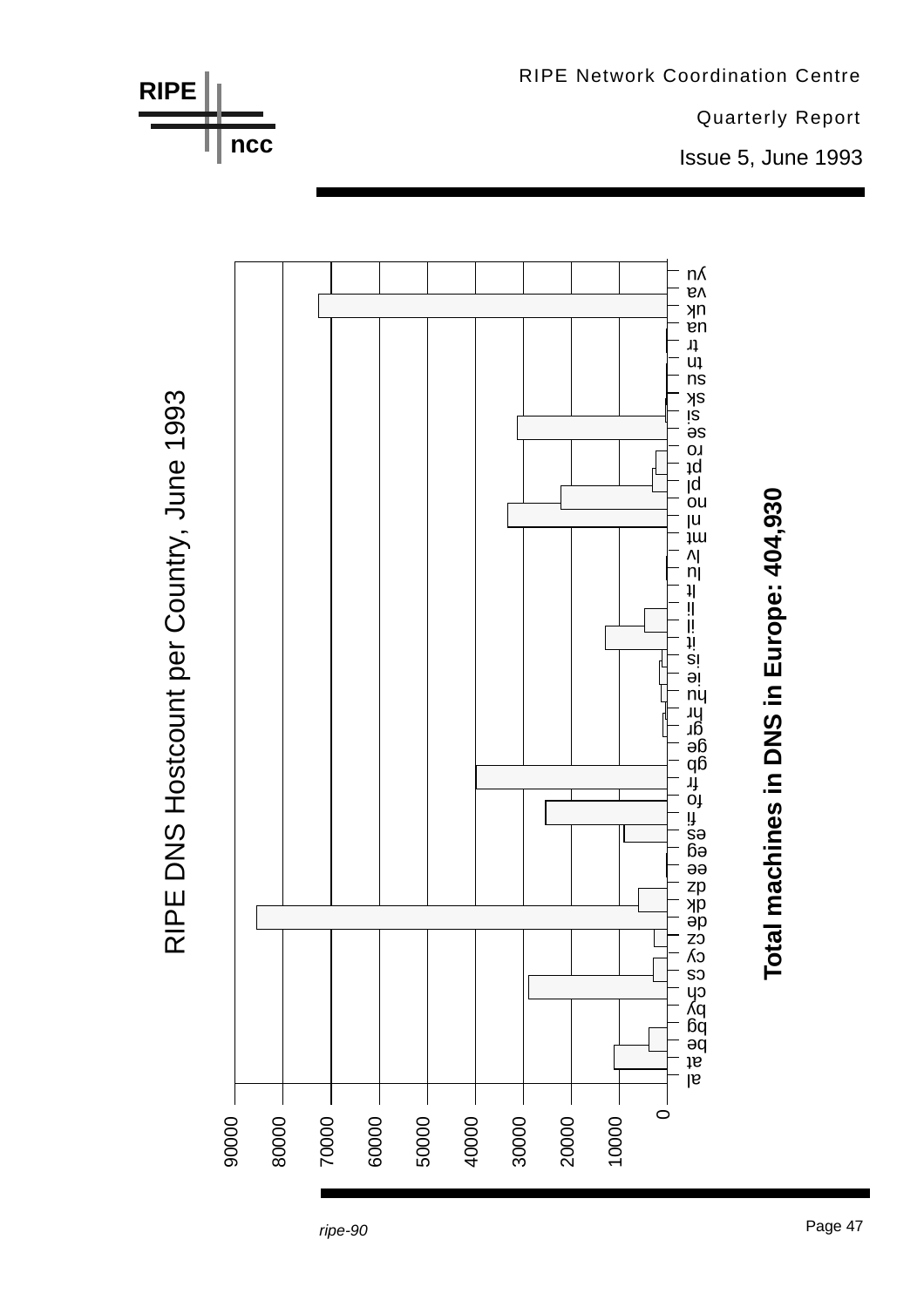RIPE DNS Hostcount per Country, June 1993

90000
80000
70000
60000
50000
40000
30000
20000
10000
0

al
at
be
bg
by
ch
cs
cy
cz
de
dk
dz
ee
eg
es
fi
fo
fr
gb
ge
gr
hr
hu
ie
is
it
il
li
lt
lu
lv
mt
nl
no
pl
pt
ro
se
si
sk
su
tn
tr
ua
uk
va
yu

**Total machines in DNS in Europe: 404,930**